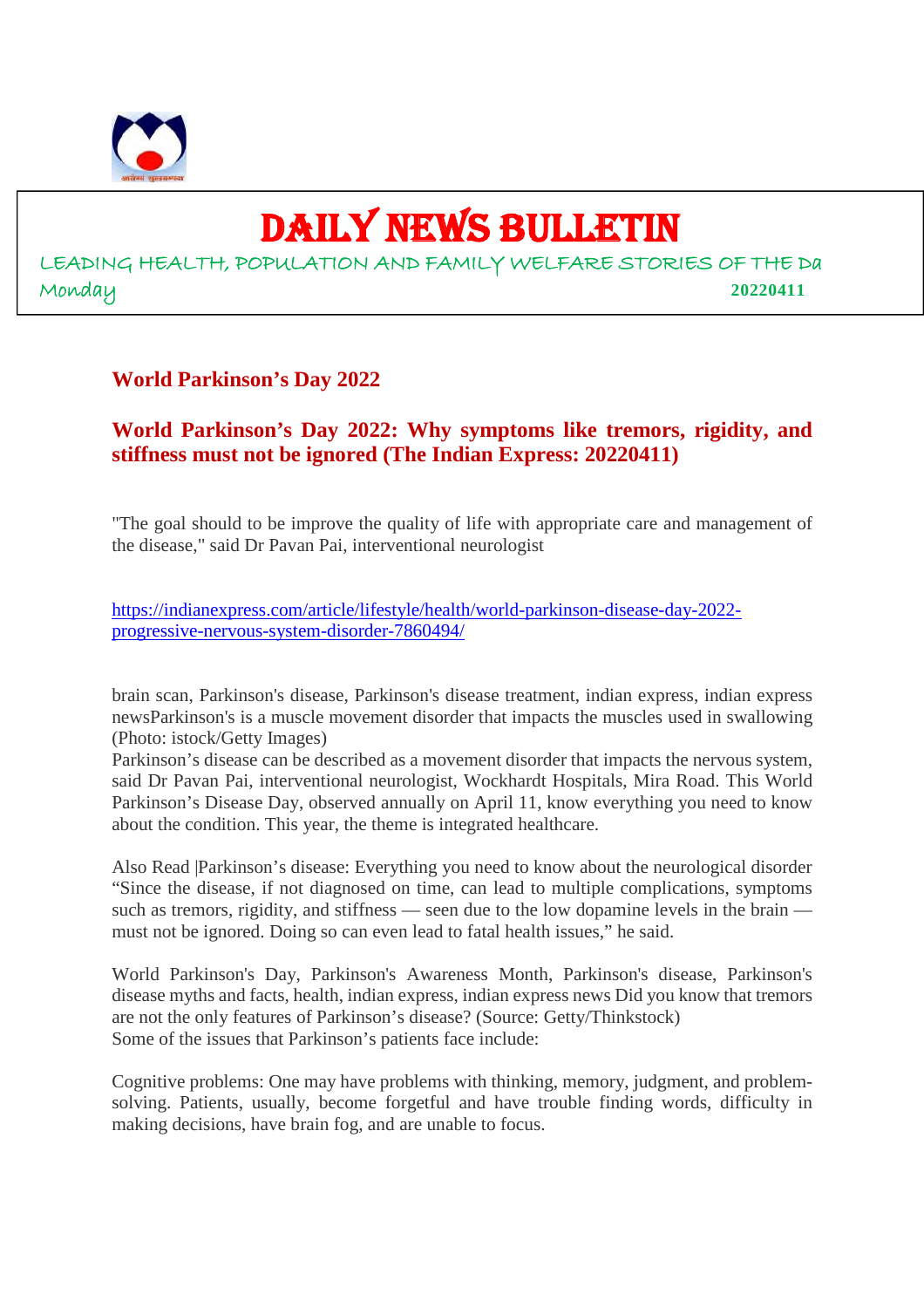# DAILY NEWS BULLETIN

LEADING HEALTH, POPULATION AND FAMILY WELFARE STORIES OF THE Da

Monday 20220411

## World Parkinson's Day 2022

### World Parkinson's Day 2022: Why symptoms like tremors, rigidity, and stiffness must not be ignored (The Indian Express: 20220411)

"The goal should to be improve the quality of life with appropriate care and management of the disease," said Dr Pavan Pai, interventional neurologist

https://indianexpress.com/article/lifestyle/health/world-parkinson-disease-day-2022-progressive-nervous-system-disorder-7860494/

brain scan, Parkinson's disease, Parkinson's disease treatment, indian express, indian express newsParkinson's is a muscle movement disorder that impacts the muscles used in swallowing (Photo: istock/Getty Images)

Parkinson's disease can be described as a movement disorder that impacts the nervous system, said Dr Pavan Pai, interventional neurologist, Wockhardt Hospitals, Mira Road. This World Parkinson's Disease Day, observed annually on April 11, know everything you need to know about the condition. This year, the theme is integrated healthcare.

Also Read |Parkinson's disease: Everything you need to know about the neurological disorder "Since the disease, if not diagnosed on time, can lead to multiple complications, symptoms such as tremors, rigidity, and stiffness — seen due to the low dopamine levels in the brain — must not be ignored. Doing so can even lead to fatal health issues," he said.

World Parkinson's Day, Parkinson's Awareness Month, Parkinson's disease, Parkinson's disease myths and facts, health, indian express, indian express news Did you know that tremors are not the only features of Parkinson's disease? (Source: Getty/Thinkstock)

Some of the issues that Parkinson's patients face include:

Cognitive problems: One may have problems with thinking, memory, judgment, and problem-solving. Patients, usually, become forgetful and have trouble finding words, difficulty in making decisions, have brain fog, and are unable to focus.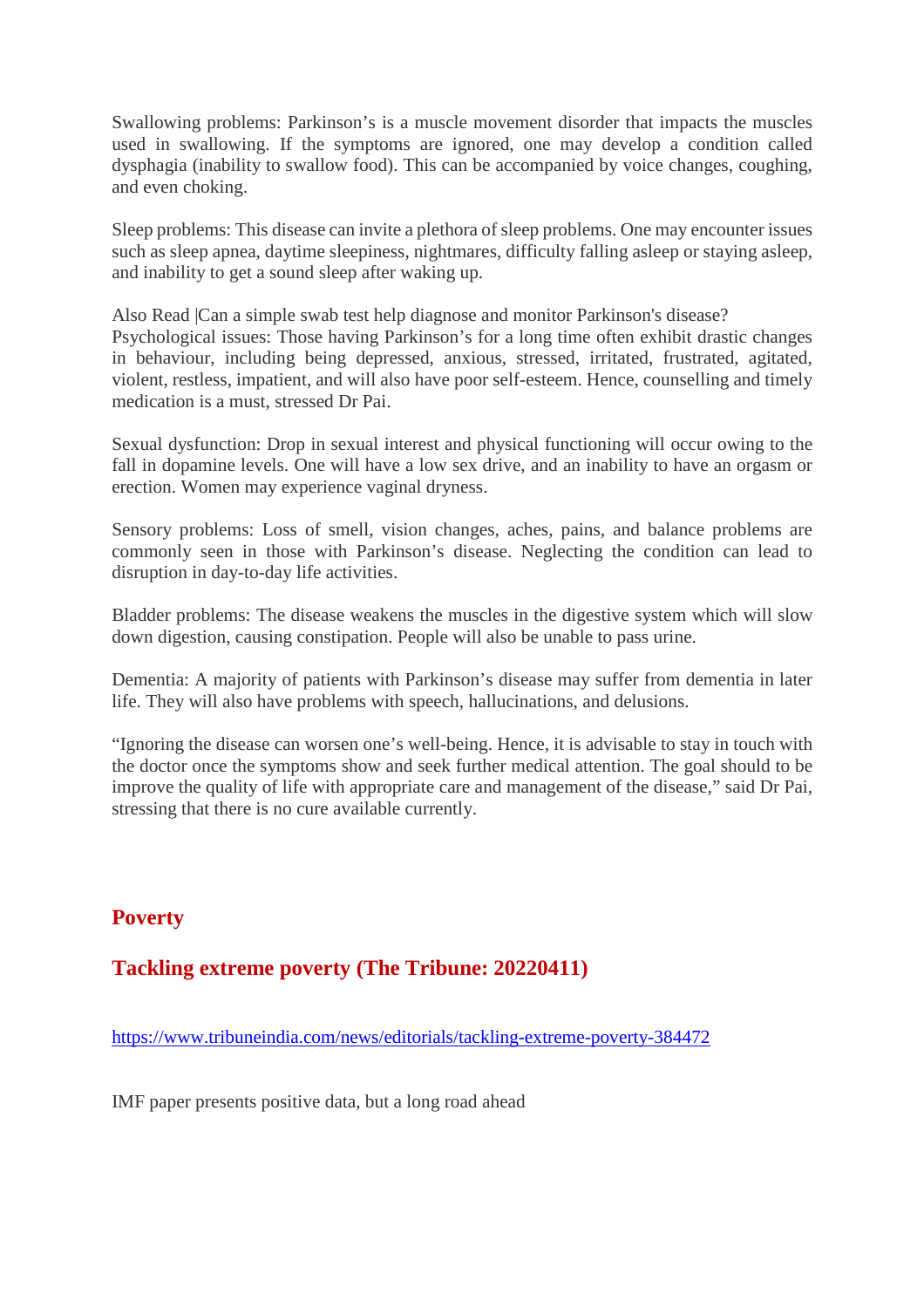Swallowing problems: Parkinson's is a muscle movement disorder that impacts the muscles used in swallowing. If the symptoms are ignored, one may develop a condition called dysphagia (inability to swallow food). This can be accompanied by voice changes, coughing, and even choking.

Sleep problems: This disease can invite a plethora of sleep problems. One may encounter issues such as sleep apnea, daytime sleepiness, nightmares, difficulty falling asleep or staying asleep, and inability to get a sound sleep after waking up.

Also Read |Can a simple swab test help diagnose and monitor Parkinson's disease?
Psychological issues: Those having Parkinson's for a long time often exhibit drastic changes in behaviour, including being depressed, anxious, stressed, irritated, frustrated, agitated, violent, restless, impatient, and will also have poor self-esteem. Hence, counselling and timely medication is a must, stressed Dr Pai.

Sexual dysfunction: Drop in sexual interest and physical functioning will occur owing to the fall in dopamine levels. One will have a low sex drive, and an inability to have an orgasm or erection. Women may experience vaginal dryness.

Sensory problems: Loss of smell, vision changes, aches, pains, and balance problems are commonly seen in those with Parkinson's disease. Neglecting the condition can lead to disruption in day-to-day life activities.

Bladder problems: The disease weakens the muscles in the digestive system which will slow down digestion, causing constipation. People will also be unable to pass urine.

Dementia: A majority of patients with Parkinson's disease may suffer from dementia in later life. They will also have problems with speech, hallucinations, and delusions.

"Ignoring the disease can worsen one's well-being. Hence, it is advisable to stay in touch with the doctor once the symptoms show and seek further medical attention. The goal should to be improve the quality of life with appropriate care and management of the disease," said Dr Pai, stressing that there is no cure available currently.

## Poverty

## Tackling extreme poverty (The Tribune: 20220411)

https://www.tribuneindia.com/news/editorials/tackling-extreme-poverty-384472

IMF paper presents positive data, but a long road ahead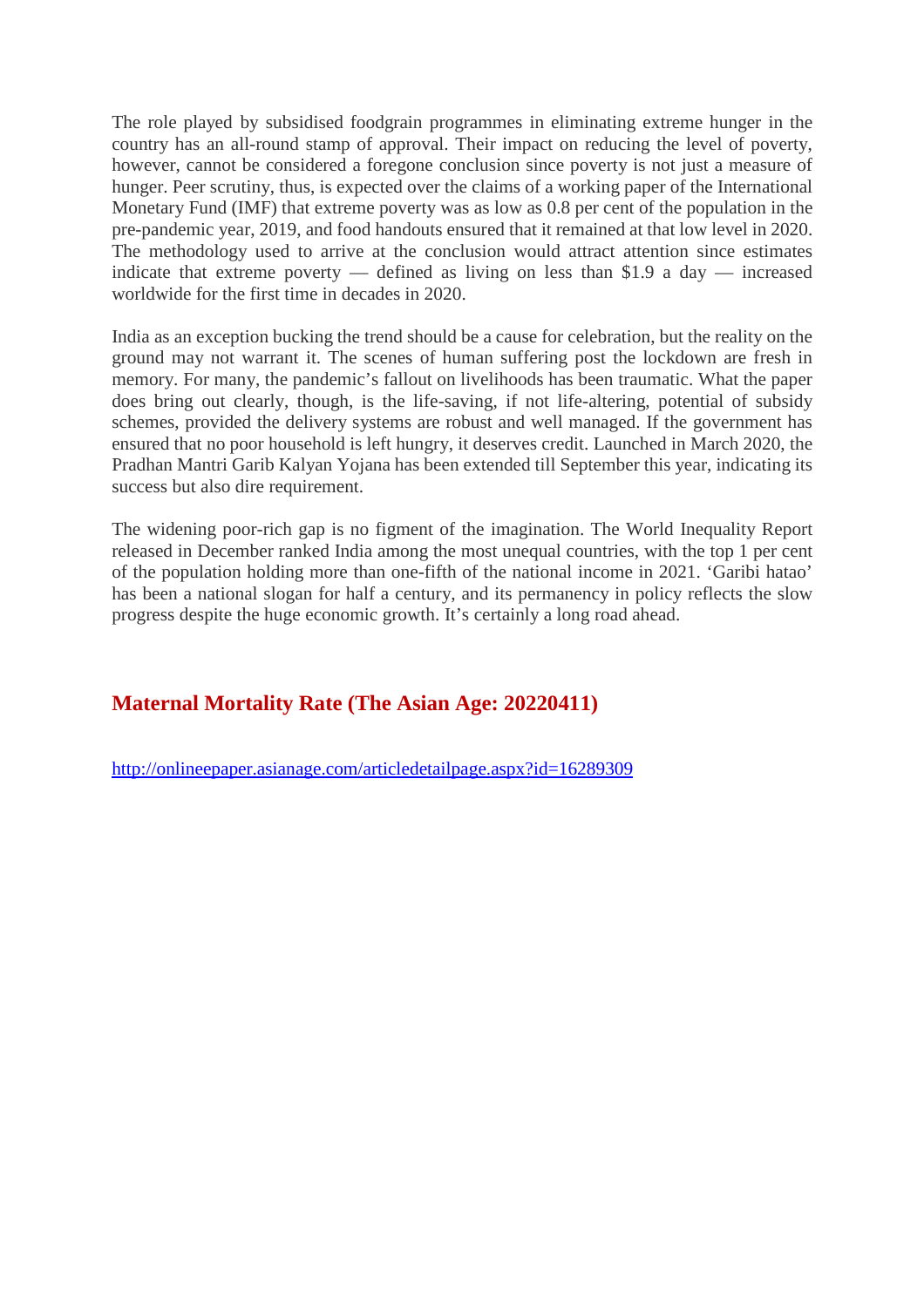The role played by subsidised foodgrain programmes in eliminating extreme hunger in the country has an all-round stamp of approval. Their impact on reducing the level of poverty, however, cannot be considered a foregone conclusion since poverty is not just a measure of hunger. Peer scrutiny, thus, is expected over the claims of a working paper of the International Monetary Fund (IMF) that extreme poverty was as low as 0.8 per cent of the population in the pre-pandemic year, 2019, and food handouts ensured that it remained at that low level in 2020. The methodology used to arrive at the conclusion would attract attention since estimates indicate that extreme poverty — defined as living on less than $1.9 a day — increased worldwide for the first time in decades in 2020.

India as an exception bucking the trend should be a cause for celebration, but the reality on the ground may not warrant it. The scenes of human suffering post the lockdown are fresh in memory. For many, the pandemic's fallout on livelihoods has been traumatic. What the paper does bring out clearly, though, is the life-saving, if not life-altering, potential of subsidy schemes, provided the delivery systems are robust and well managed. If the government has ensured that no poor household is left hungry, it deserves credit. Launched in March 2020, the Pradhan Mantri Garib Kalyan Yojana has been extended till September this year, indicating its success but also dire requirement.

The widening poor-rich gap is no figment of the imagination. The World Inequality Report released in December ranked India among the most unequal countries, with the top 1 per cent of the population holding more than one-fifth of the national income in 2021. 'Garibi hatao' has been a national slogan for half a century, and its permanency in policy reflects the slow progress despite the huge economic growth. It's certainly a long road ahead.

## Maternal Mortality Rate (The Asian Age: 20220411)

http://onlineepaper.asianage.com/articledetailpage.aspx?id=16289309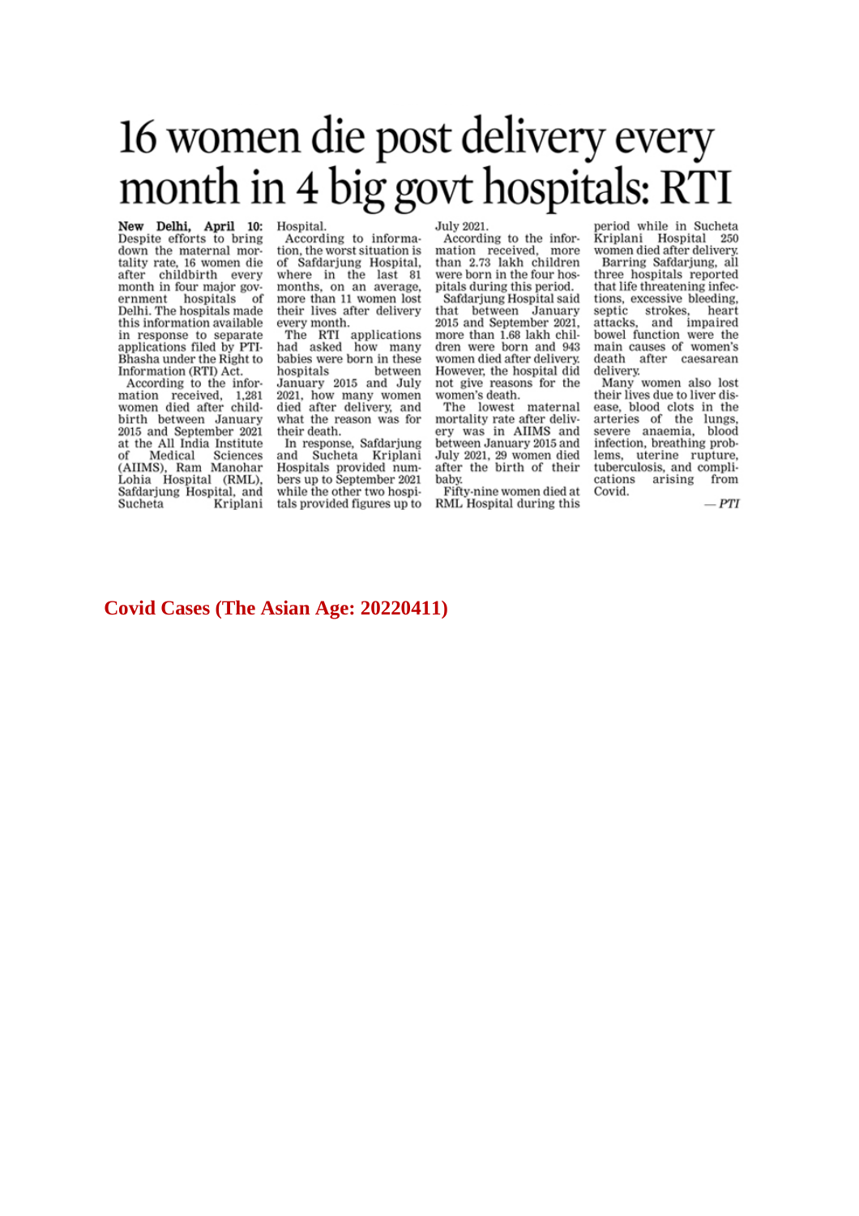# 16 women die post delivery every month in 4 big govt hospitals: RTI

**New Delhi, April 10:** Despite efforts to bring down the maternal mortality rate, 16 women die after childbirth every month in four major government hospitals of Delhi. The hospitals made this information available in response to separate applications filed by PTI-Bhasha under the Right to Information (RTI) Act.

According to the information received, 1,281 women died after childbirth between January 2015 and September 2021 at the All India Institute of Medical Sciences (AIIMS), Ram Manohar Lohia Hospital (RML), Safdarjung Hospital, and Sucheta Kriplani Hospital.

According to information of Safdarjung Hospital, the worst situation is where in the last 81 months, on an average, more than 11 women lost their lives after delivery every month.

The RTI applications had asked how many babies were born in these hospitals between January 2015 and July 2021, how many women died after delivery, and what the reason was for their death.

In response, Safdarjung and Sucheta Kriplani Hospitals provided numbers up to September 2021 while the other two hospitals provided figures up to July 2021.

According to the information received, more than 2.73 lakh children were born in the four hospitals during this period.

Safdarjung Hospital said that between January 2015 and September 2021, more than 1.68 lakh children were born and 943 women died after delivery. However, the hospital did not give reasons for the women's death.

The lowest maternal mortality rate after delivery was in AIIMS and between January 2015 and July 2021, 29 women died after the birth of their baby.

Fifty-nine women died at RML Hospital during this period while in Sucheta Kriplani Hospital 250 women died after delivery.

Barring Safdarjung, all three hospitals reported that life threatening infections, excessive bleeding, septic strokes, heart attacks, and impaired bowel function were the main causes of women's death after caesarean delivery.

Many women also lost their lives due to liver disease, blood clots in the arteries of the lungs, severe anaemia, blood infection, breathing problems, uterine rupture, tuberculosis, and complications arising from Covid.

*— PTI*

**Covid Cases (The Asian Age: 20220411)**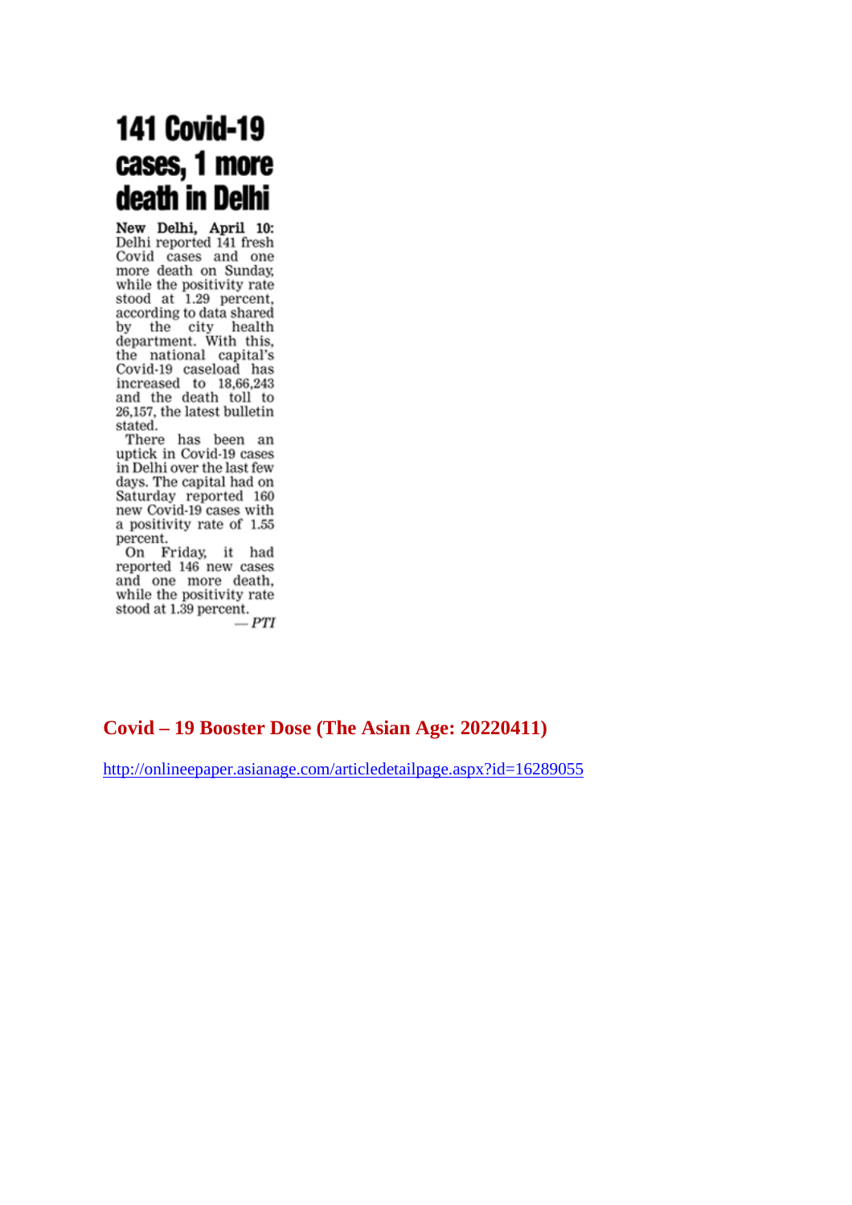# 141 Covid-19 cases, 1 more death in Delhi

**New Delhi, April 10:** Delhi reported 141 fresh Covid cases and one more death on Sunday, while the positivity rate stood at 1.29 percent, according to data shared by the city health department. With this, the national capital's Covid-19 caseload has increased to 18,66,243 and the death toll to 26,157, the latest bulletin stated.

There has been an uptick in Covid-19 cases in Delhi over the last few days. The capital had on Saturday reported 160 new Covid-19 cases with a positivity rate of 1.55 percent.

On Friday, it had reported 146 new cases and one more death, while the positivity rate stood at 1.39 percent.

— *PTI*

## Covid – 19 Booster Dose (The Asian Age: 20220411)

http://onlineepaper.asianage.com/articledetailpage.aspx?id=16289055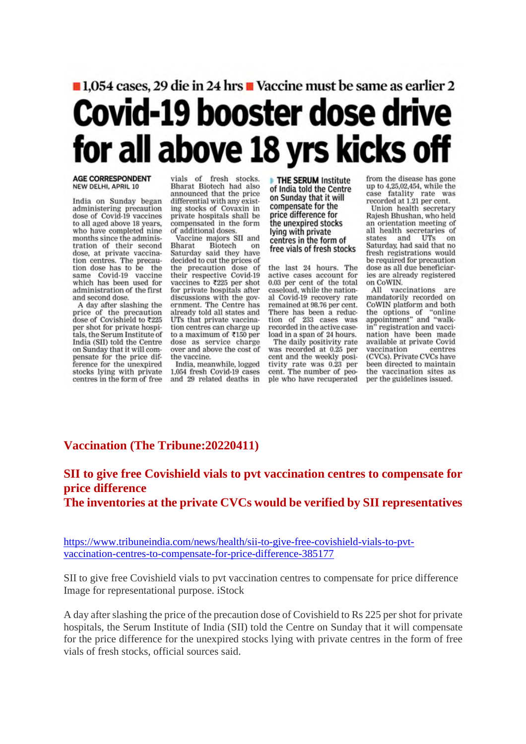■ 1,054 cases, 29 die in 24 hrs ■ Vaccine must be same as earlier 2

# Covid-19 booster dose drive for all above 18 yrs kicks off

**AGE CORRESPONDENT**
NEW DELHI, APRIL 10

India on Sunday began administering precaution dose of Covid-19 vaccines to all aged above 18 years, who have completed nine months since the administration of their second dose, at private vaccination centres. The precaution dose has to be the same Covid-19 vaccine which has been used for administration of the first and second dose.

A day after slashing the price of the precaution dose of Covishield to ₹225 per shot for private hospitals, the Serum Institute of India (SII) told the Centre on Sunday that it will compensate for the price difference for the unexpired stocks lying with private centres in the form of free vials of fresh stocks. Bharat Biotech had also announced that the price differential with any existing stocks of Covaxin in private hospitals shall be compensated in the form of additional doses.

Vaccine majors SII and Bharat Biotech on Saturday said they have decided to cut the prices of the precaution dose of their respective Covid-19 vaccines to ₹225 per shot for private hospitals after discussions with the government. The Centre has already told all states and UTs that private vaccination centres can charge up to a maximum of ₹150 per dose as service charge over and above the cost of the vaccine.

India, meanwhile, logged 1,054 fresh Covid-19 cases and 29 related deaths in the last 24 hours. The active cases account for 0.03 per cent of the total caseload, while the national Covid-19 recovery rate remained at 98.76 per cent. There has been a reduction of 233 cases was recorded in the active caseload in a span of 24 hours.

> **THE SERUM Institute of India told the Centre on Sunday that it will compensate for the price difference for the unexpired stocks lying with private centres in the form of free vials of fresh stocks**

The daily positivity rate was recorded at 0.25 per cent and the weekly positivity rate was 0.23 per cent. The number of people who have recuperated from the disease has gone up to 4,25,02,454, while the case fatality rate was recorded at 1.21 per cent.

Union health secretary Rajesh Bhushan, who held an orientation meeting of all health secretaries of states and UTs on Saturday, had said that no fresh registrations would be required for precaution dose as all due beneficiaries are already registered on CoWIN.

All vaccinations are mandatorily recorded on CoWIN platform and both the options of "online appointment" and "walk-in" registration and vaccination have been made available at private Covid vaccination centres (CVCs). Private CVCs have been directed to maintain the vaccination sites as per the guidelines issued.

**Vaccination (The Tribune:20220411)**

**SII to give free Covishield vials to pvt vaccination centres to compensate for price difference**
**The inventories at the private CVCs would be verified by SII representatives**

https://www.tribuneindia.com/news/health/sii-to-give-free-covishield-vials-to-pvt-vaccination-centres-to-compensate-for-price-difference-385177

SII to give free Covishield vials to pvt vaccination centres to compensate for price difference
Image for representational purpose. iStock

A day after slashing the price of the precaution dose of Covishield to Rs 225 per shot for private hospitals, the Serum Institute of India (SII) told the Centre on Sunday that it will compensate for the price difference for the unexpired stocks lying with private centres in the form of free vials of fresh stocks, official sources said.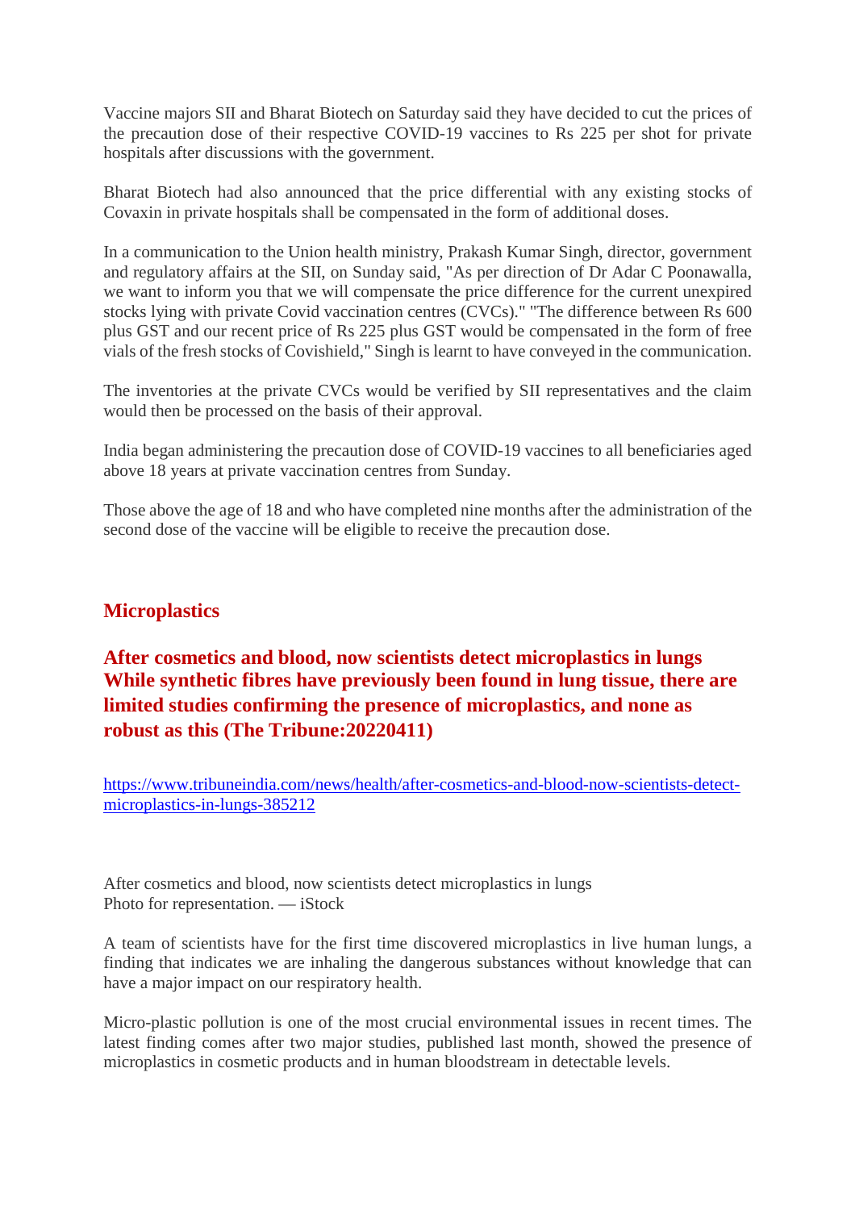Vaccine majors SII and Bharat Biotech on Saturday said they have decided to cut the prices of the precaution dose of their respective COVID-19 vaccines to Rs 225 per shot for private hospitals after discussions with the government.

Bharat Biotech had also announced that the price differential with any existing stocks of Covaxin in private hospitals shall be compensated in the form of additional doses.

In a communication to the Union health ministry, Prakash Kumar Singh, director, government and regulatory affairs at the SII, on Sunday said, "As per direction of Dr Adar C Poonawalla, we want to inform you that we will compensate the price difference for the current unexpired stocks lying with private Covid vaccination centres (CVCs)." "The difference between Rs 600 plus GST and our recent price of Rs 225 plus GST would be compensated in the form of free vials of the fresh stocks of Covishield," Singh is learnt to have conveyed in the communication.

The inventories at the private CVCs would be verified by SII representatives and the claim would then be processed on the basis of their approval.

India began administering the precaution dose of COVID-19 vaccines to all beneficiaries aged above 18 years at private vaccination centres from Sunday.

Those above the age of 18 and who have completed nine months after the administration of the second dose of the vaccine will be eligible to receive the precaution dose.

## Microplastics

### After cosmetics and blood, now scientists detect microplastics in lungs While synthetic fibres have previously been found in lung tissue, there are limited studies confirming the presence of microplastics, and none as robust as this (The Tribune:20220411)

https://www.tribuneindia.com/news/health/after-cosmetics-and-blood-now-scientists-detect-microplastics-in-lungs-385212

After cosmetics and blood, now scientists detect microplastics in lungs
Photo for representation. — iStock

A team of scientists have for the first time discovered microplastics in live human lungs, a finding that indicates we are inhaling the dangerous substances without knowledge that can have a major impact on our respiratory health.

Micro-plastic pollution is one of the most crucial environmental issues in recent times. The latest finding comes after two major studies, published last month, showed the presence of microplastics in cosmetic products and in human bloodstream in detectable levels.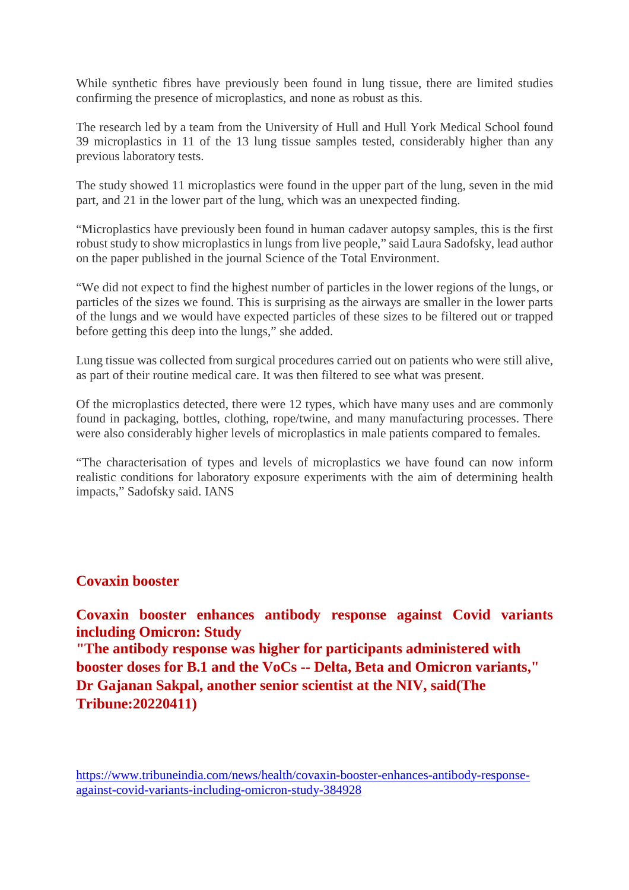While synthetic fibres have previously been found in lung tissue, there are limited studies confirming the presence of microplastics, and none as robust as this.

The research led by a team from the University of Hull and Hull York Medical School found 39 microplastics in 11 of the 13 lung tissue samples tested, considerably higher than any previous laboratory tests.

The study showed 11 microplastics were found in the upper part of the lung, seven in the mid part, and 21 in the lower part of the lung, which was an unexpected finding.

"Microplastics have previously been found in human cadaver autopsy samples, this is the first robust study to show microplastics in lungs from live people," said Laura Sadofsky, lead author on the paper published in the journal Science of the Total Environment.

"We did not expect to find the highest number of particles in the lower regions of the lungs, or particles of the sizes we found. This is surprising as the airways are smaller in the lower parts of the lungs and we would have expected particles of these sizes to be filtered out or trapped before getting this deep into the lungs," she added.

Lung tissue was collected from surgical procedures carried out on patients who were still alive, as part of their routine medical care. It was then filtered to see what was present.

Of the microplastics detected, there were 12 types, which have many uses and are commonly found in packaging, bottles, clothing, rope/twine, and many manufacturing processes. There were also considerably higher levels of microplastics in male patients compared to females.

"The characterisation of types and levels of microplastics we have found can now inform realistic conditions for laboratory exposure experiments with the aim of determining health impacts," Sadofsky said. IANS

## Covaxin booster

**Covaxin booster enhances antibody response against Covid variants including Omicron: Study**
**"The antibody response was higher for participants administered with booster doses for B.1 and the VoCs -- Delta, Beta and Omicron variants," Dr Gajanan Sakpal, another senior scientist at the NIV, said(The Tribune:20220411)**

https://www.tribuneindia.com/news/health/covaxin-booster-enhances-antibody-response-against-covid-variants-including-omicron-study-384928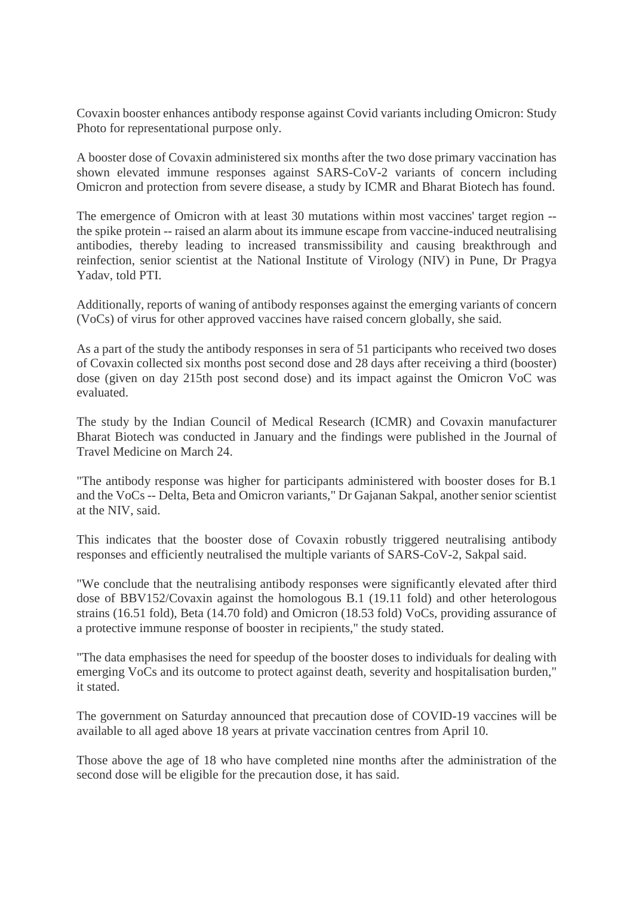Covaxin booster enhances antibody response against Covid variants including Omicron: Study
Photo for representational purpose only.

A booster dose of Covaxin administered six months after the two dose primary vaccination has shown elevated immune responses against SARS-CoV-2 variants of concern including Omicron and protection from severe disease, a study by ICMR and Bharat Biotech has found.

The emergence of Omicron with at least 30 mutations within most vaccines' target region -- the spike protein -- raised an alarm about its immune escape from vaccine-induced neutralising antibodies, thereby leading to increased transmissibility and causing breakthrough and reinfection, senior scientist at the National Institute of Virology (NIV) in Pune, Dr Pragya Yadav, told PTI.

Additionally, reports of waning of antibody responses against the emerging variants of concern (VoCs) of virus for other approved vaccines have raised concern globally, she said.

As a part of the study the antibody responses in sera of 51 participants who received two doses of Covaxin collected six months post second dose and 28 days after receiving a third (booster) dose (given on day 215th post second dose) and its impact against the Omicron VoC was evaluated.

The study by the Indian Council of Medical Research (ICMR) and Covaxin manufacturer Bharat Biotech was conducted in January and the findings were published in the Journal of Travel Medicine on March 24.

"The antibody response was higher for participants administered with booster doses for B.1 and the VoCs -- Delta, Beta and Omicron variants," Dr Gajanan Sakpal, another senior scientist at the NIV, said.

This indicates that the booster dose of Covaxin robustly triggered neutralising antibody responses and efficiently neutralised the multiple variants of SARS-CoV-2, Sakpal said.

"We conclude that the neutralising antibody responses were significantly elevated after third dose of BBV152/Covaxin against the homologous B.1 (19.11 fold) and other heterologous strains (16.51 fold), Beta (14.70 fold) and Omicron (18.53 fold) VoCs, providing assurance of a protective immune response of booster in recipients," the study stated.

"The data emphasises the need for speedup of the booster doses to individuals for dealing with emerging VoCs and its outcome to protect against death, severity and hospitalisation burden," it stated.

The government on Saturday announced that precaution dose of COVID-19 vaccines will be available to all aged above 18 years at private vaccination centres from April 10.

Those above the age of 18 who have completed nine months after the administration of the second dose will be eligible for the precaution dose, it has said.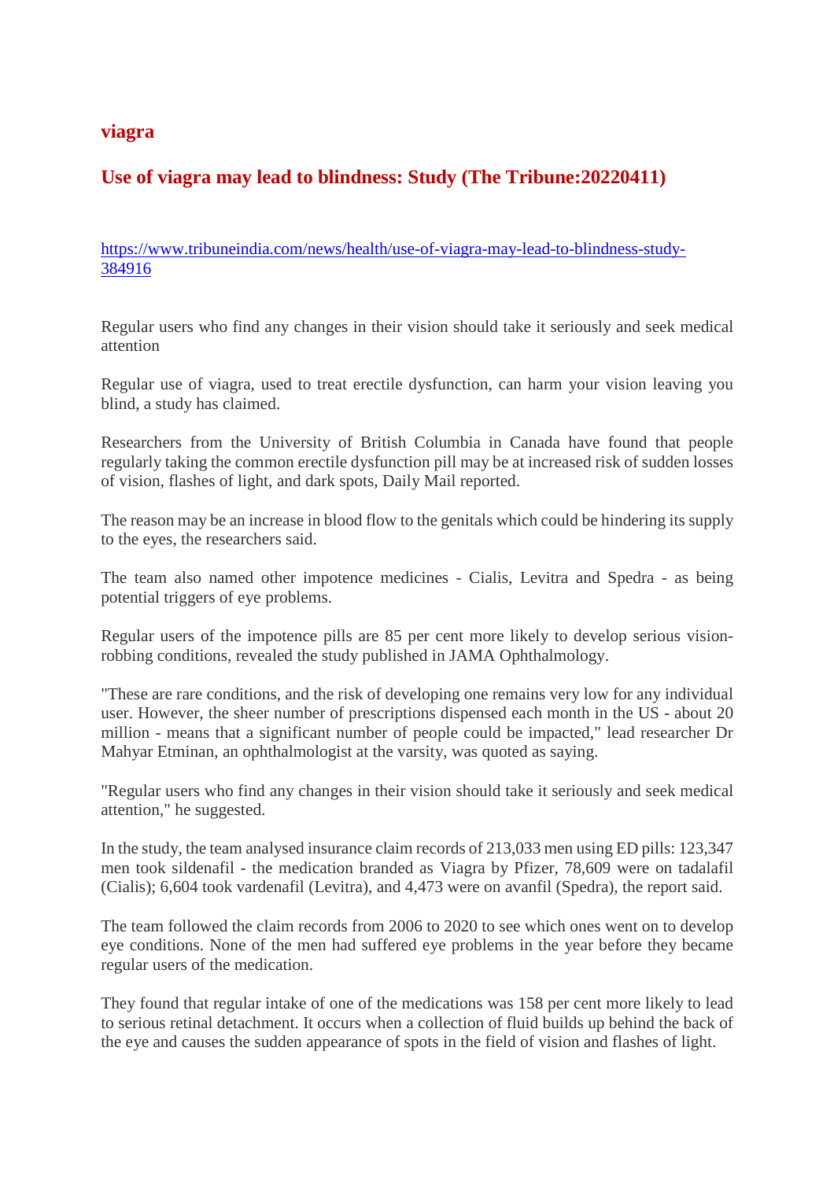## viagra

## Use of viagra may lead to blindness: Study (The Tribune:20220411)

https://www.tribuneindia.com/news/health/use-of-viagra-may-lead-to-blindness-study-384916

Regular users who find any changes in their vision should take it seriously and seek medical attention

Regular use of viagra, used to treat erectile dysfunction, can harm your vision leaving you blind, a study has claimed.

Researchers from the University of British Columbia in Canada have found that people regularly taking the common erectile dysfunction pill may be at increased risk of sudden losses of vision, flashes of light, and dark spots, Daily Mail reported.

The reason may be an increase in blood flow to the genitals which could be hindering its supply to the eyes, the researchers said.

The team also named other impotence medicines - Cialis, Levitra and Spedra - as being potential triggers of eye problems.

Regular users of the impotence pills are 85 per cent more likely to develop serious vision-robbing conditions, revealed the study published in JAMA Ophthalmology.

"These are rare conditions, and the risk of developing one remains very low for any individual user. However, the sheer number of prescriptions dispensed each month in the US - about 20 million - means that a significant number of people could be impacted," lead researcher Dr Mahyar Etminan, an ophthalmologist at the varsity, was quoted as saying.

"Regular users who find any changes in their vision should take it seriously and seek medical attention," he suggested.

In the study, the team analysed insurance claim records of 213,033 men using ED pills: 123,347 men took sildenafil - the medication branded as Viagra by Pfizer, 78,609 were on tadalafil (Cialis); 6,604 took vardenafil (Levitra), and 4,473 were on avanfil (Spedra), the report said.

The team followed the claim records from 2006 to 2020 to see which ones went on to develop eye conditions. None of the men had suffered eye problems in the year before they became regular users of the medication.

They found that regular intake of one of the medications was 158 per cent more likely to lead to serious retinal detachment. It occurs when a collection of fluid builds up behind the back of the eye and causes the sudden appearance of spots in the field of vision and flashes of light.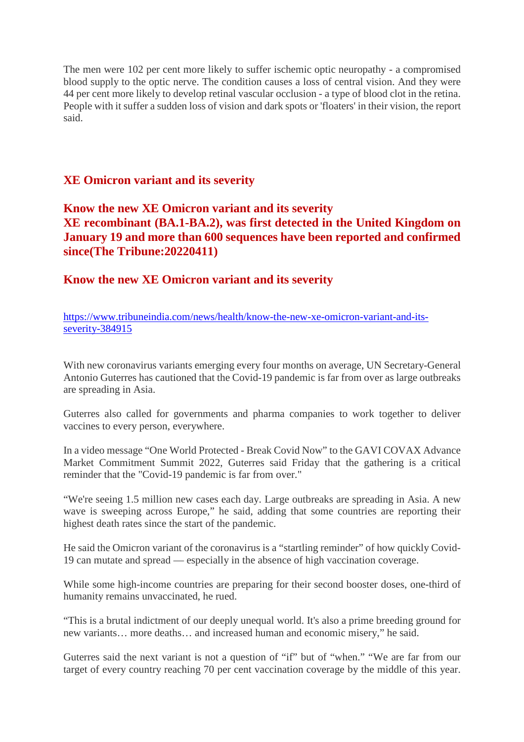The men were 102 per cent more likely to suffer ischemic optic neuropathy - a compromised blood supply to the optic nerve. The condition causes a loss of central vision. And they were 44 per cent more likely to develop retinal vascular occlusion - a type of blood clot in the retina. People with it suffer a sudden loss of vision and dark spots or 'floaters' in their vision, the report said.

## XE Omicron variant and its severity

## Know the new XE Omicron variant and its severity

## XE recombinant (BA.1-BA.2), was first detected in the United Kingdom on January 19 and more than 600 sequences have been reported and confirmed since(The Tribune:20220411)

## Know the new XE Omicron variant and its severity

https://www.tribuneindia.com/news/health/know-the-new-xe-omicron-variant-and-its-severity-384915

With new coronavirus variants emerging every four months on average, UN Secretary-General Antonio Guterres has cautioned that the Covid-19 pandemic is far from over as large outbreaks are spreading in Asia.

Guterres also called for governments and pharma companies to work together to deliver vaccines to every person, everywhere.

In a video message "One World Protected - Break Covid Now" to the GAVI COVAX Advance Market Commitment Summit 2022, Guterres said Friday that the gathering is a critical reminder that the "Covid-19 pandemic is far from over."

"We're seeing 1.5 million new cases each day. Large outbreaks are spreading in Asia. A new wave is sweeping across Europe," he said, adding that some countries are reporting their highest death rates since the start of the pandemic.

He said the Omicron variant of the coronavirus is a "startling reminder" of how quickly Covid-19 can mutate and spread — especially in the absence of high vaccination coverage.

While some high-income countries are preparing for their second booster doses, one-third of humanity remains unvaccinated, he rued.

"This is a brutal indictment of our deeply unequal world. It's also a prime breeding ground for new variants… more deaths… and increased human and economic misery," he said.

Guterres said the next variant is not a question of "if" but of "when." "We are far from our target of every country reaching 70 per cent vaccination coverage by the middle of this year.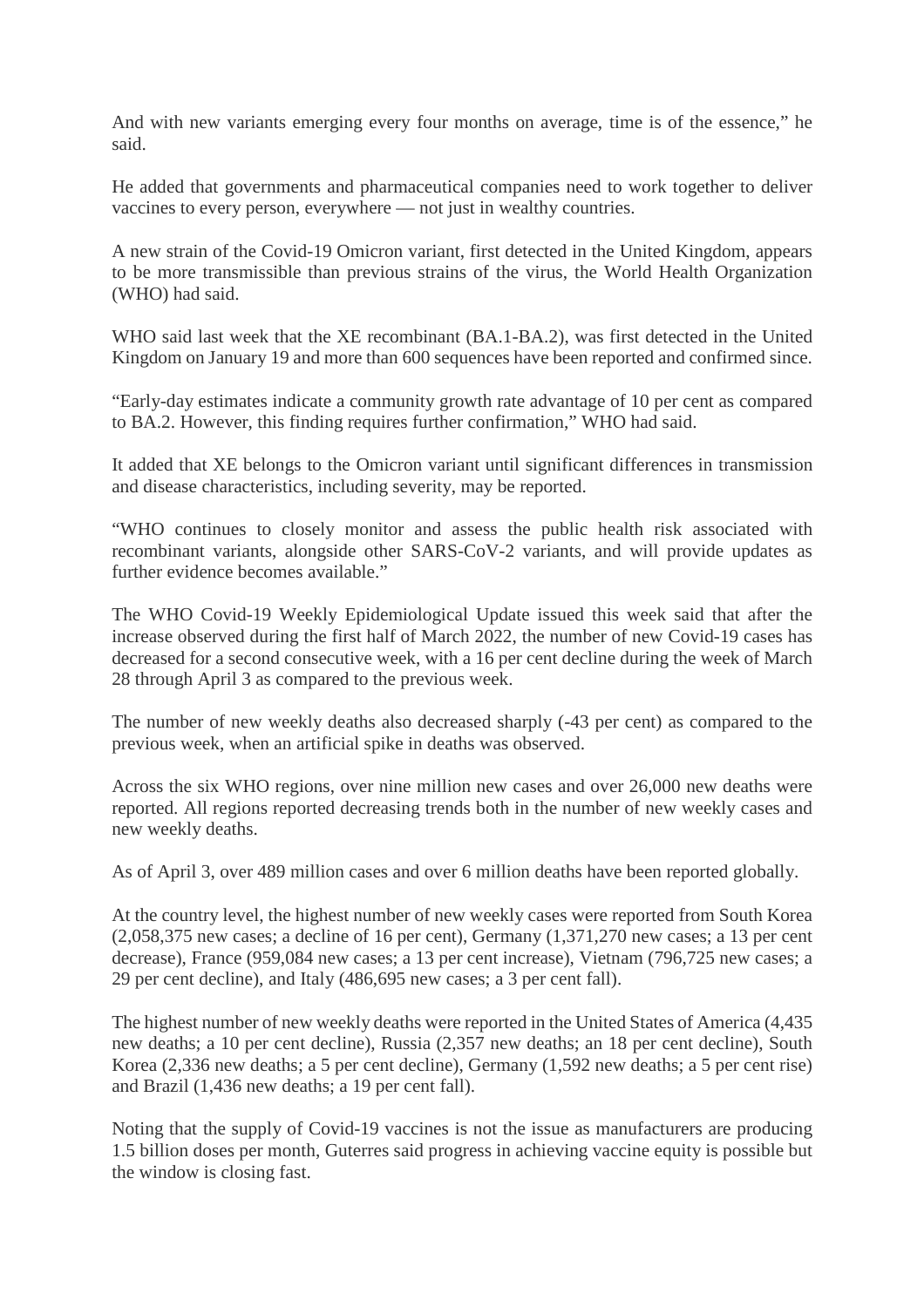And with new variants emerging every four months on average, time is of the essence," he said.

He added that governments and pharmaceutical companies need to work together to deliver vaccines to every person, everywhere — not just in wealthy countries.

A new strain of the Covid-19 Omicron variant, first detected in the United Kingdom, appears to be more transmissible than previous strains of the virus, the World Health Organization (WHO) had said.

WHO said last week that the XE recombinant (BA.1-BA.2), was first detected in the United Kingdom on January 19 and more than 600 sequences have been reported and confirmed since.

"Early-day estimates indicate a community growth rate advantage of 10 per cent as compared to BA.2. However, this finding requires further confirmation," WHO had said.

It added that XE belongs to the Omicron variant until significant differences in transmission and disease characteristics, including severity, may be reported.

"WHO continues to closely monitor and assess the public health risk associated with recombinant variants, alongside other SARS-CoV-2 variants, and will provide updates as further evidence becomes available."

The WHO Covid-19 Weekly Epidemiological Update issued this week said that after the increase observed during the first half of March 2022, the number of new Covid-19 cases has decreased for a second consecutive week, with a 16 per cent decline during the week of March 28 through April 3 as compared to the previous week.

The number of new weekly deaths also decreased sharply (-43 per cent) as compared to the previous week, when an artificial spike in deaths was observed.

Across the six WHO regions, over nine million new cases and over 26,000 new deaths were reported. All regions reported decreasing trends both in the number of new weekly cases and new weekly deaths.

As of April 3, over 489 million cases and over 6 million deaths have been reported globally.

At the country level, the highest number of new weekly cases were reported from South Korea (2,058,375 new cases; a decline of 16 per cent), Germany (1,371,270 new cases; a 13 per cent decrease), France (959,084 new cases; a 13 per cent increase), Vietnam (796,725 new cases; a 29 per cent decline), and Italy (486,695 new cases; a 3 per cent fall).

The highest number of new weekly deaths were reported in the United States of America (4,435 new deaths; a 10 per cent decline), Russia (2,357 new deaths; an 18 per cent decline), South Korea (2,336 new deaths; a 5 per cent decline), Germany (1,592 new deaths; a 5 per cent rise) and Brazil (1,436 new deaths; a 19 per cent fall).

Noting that the supply of Covid-19 vaccines is not the issue as manufacturers are producing 1.5 billion doses per month, Guterres said progress in achieving vaccine equity is possible but the window is closing fast.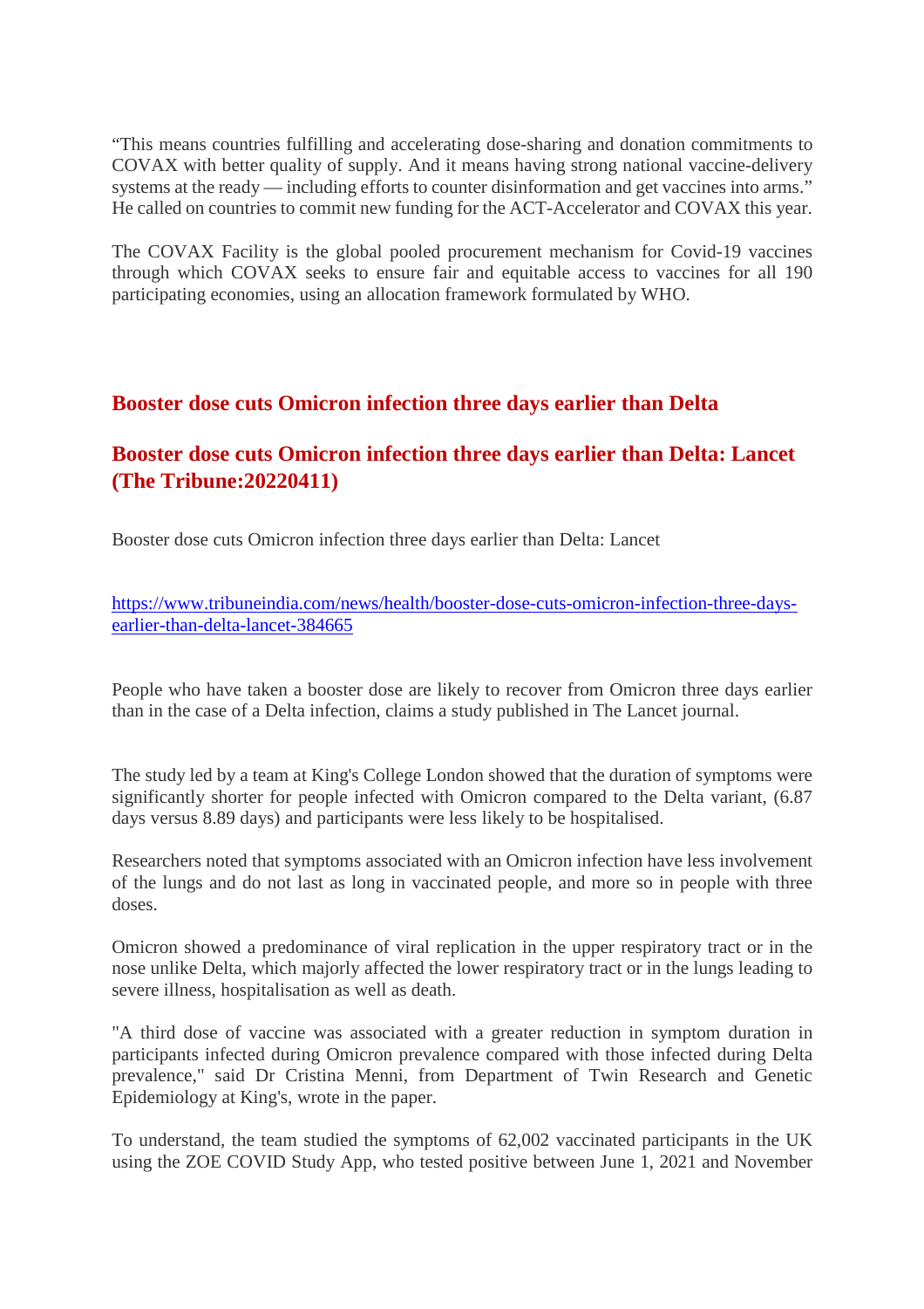“This means countries fulfilling and accelerating dose-sharing and donation commitments to COVAX with better quality of supply. And it means having strong national vaccine-delivery systems at the ready — including efforts to counter disinformation and get vaccines into arms.” He called on countries to commit new funding for the ACT-Accelerator and COVAX this year.

The COVAX Facility is the global pooled procurement mechanism for Covid-19 vaccines through which COVAX seeks to ensure fair and equitable access to vaccines for all 190 participating economies, using an allocation framework formulated by WHO.

## Booster dose cuts Omicron infection three days earlier than Delta

## Booster dose cuts Omicron infection three days earlier than Delta: Lancet (The Tribune:20220411)

Booster dose cuts Omicron infection three days earlier than Delta: Lancet

https://www.tribuneindia.com/news/health/booster-dose-cuts-omicron-infection-three-days-earlier-than-delta-lancet-384665

People who have taken a booster dose are likely to recover from Omicron three days earlier than in the case of a Delta infection, claims a study published in The Lancet journal.

The study led by a team at King's College London showed that the duration of symptoms were significantly shorter for people infected with Omicron compared to the Delta variant, (6.87 days versus 8.89 days) and participants were less likely to be hospitalised.

Researchers noted that symptoms associated with an Omicron infection have less involvement of the lungs and do not last as long in vaccinated people, and more so in people with three doses.

Omicron showed a predominance of viral replication in the upper respiratory tract or in the nose unlike Delta, which majorly affected the lower respiratory tract or in the lungs leading to severe illness, hospitalisation as well as death.

"A third dose of vaccine was associated with a greater reduction in symptom duration in participants infected during Omicron prevalence compared with those infected during Delta prevalence," said Dr Cristina Menni, from Department of Twin Research and Genetic Epidemiology at King's, wrote in the paper.

To understand, the team studied the symptoms of 62,002 vaccinated participants in the UK using the ZOE COVID Study App, who tested positive between June 1, 2021 and November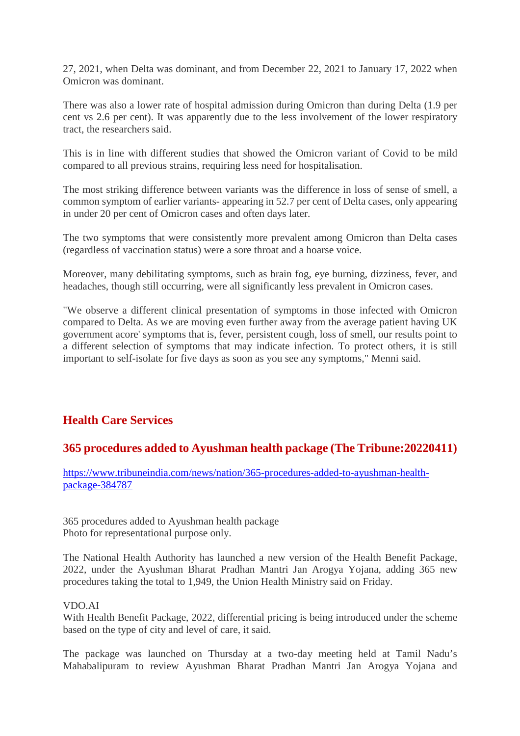27, 2021, when Delta was dominant, and from December 22, 2021 to January 17, 2022 when Omicron was dominant.

There was also a lower rate of hospital admission during Omicron than during Delta (1.9 per cent vs 2.6 per cent). It was apparently due to the less involvement of the lower respiratory tract, the researchers said.

This is in line with different studies that showed the Omicron variant of Covid to be mild compared to all previous strains, requiring less need for hospitalisation.

The most striking difference between variants was the difference in loss of sense of smell, a common symptom of earlier variants- appearing in 52.7 per cent of Delta cases, only appearing in under 20 per cent of Omicron cases and often days later.

The two symptoms that were consistently more prevalent among Omicron than Delta cases (regardless of vaccination status) were a sore throat and a hoarse voice.

Moreover, many debilitating symptoms, such as brain fog, eye burning, dizziness, fever, and headaches, though still occurring, were all significantly less prevalent in Omicron cases.

"We observe a different clinical presentation of symptoms in those infected with Omicron compared to Delta. As we are moving even further away from the average patient having UK government acore' symptoms that is, fever, persistent cough, loss of smell, our results point to a different selection of symptoms that may indicate infection. To protect others, it is still important to self-isolate for five days as soon as you see any symptoms," Menni said.

## Health Care Services

## 365 procedures added to Ayushman health package (The Tribune:20220411)

https://www.tribuneindia.com/news/nation/365-procedures-added-to-ayushman-health-package-384787

365 procedures added to Ayushman health package
Photo for representational purpose only.

The National Health Authority has launched a new version of the Health Benefit Package, 2022, under the Ayushman Bharat Pradhan Mantri Jan Arogya Yojana, adding 365 new procedures taking the total to 1,949, the Union Health Ministry said on Friday.

VDO.AI
With Health Benefit Package, 2022, differential pricing is being introduced under the scheme based on the type of city and level of care, it said.

The package was launched on Thursday at a two-day meeting held at Tamil Nadu's Mahabalipuram to review Ayushman Bharat Pradhan Mantri Jan Arogya Yojana and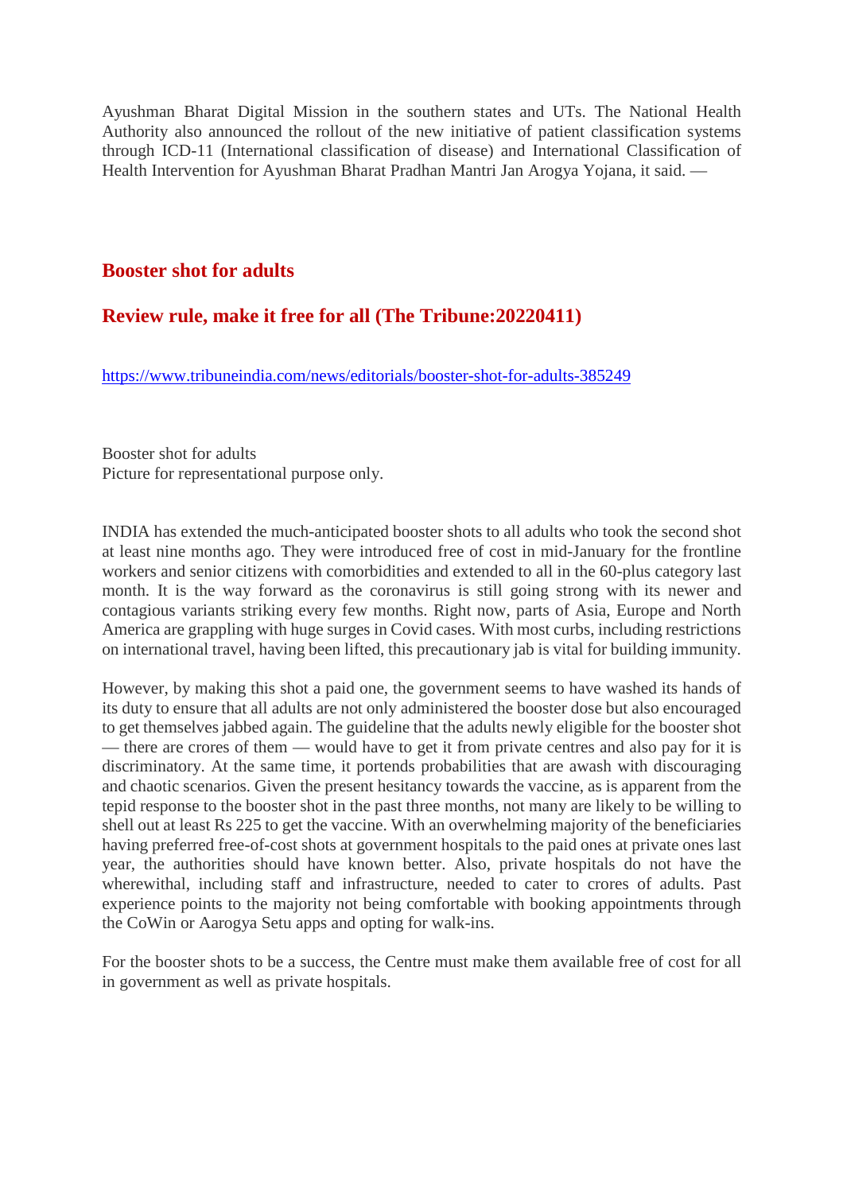Ayushman Bharat Digital Mission in the southern states and UTs. The National Health Authority also announced the rollout of the new initiative of patient classification systems through ICD-11 (International classification of disease) and International Classification of Health Intervention for Ayushman Bharat Pradhan Mantri Jan Arogya Yojana, it said. —

## Booster shot for adults

## Review rule, make it free for all (The Tribune:20220411)

https://www.tribuneindia.com/news/editorials/booster-shot-for-adults-385249

Booster shot for adults
Picture for representational purpose only.

INDIA has extended the much-anticipated booster shots to all adults who took the second shot at least nine months ago. They were introduced free of cost in mid-January for the frontline workers and senior citizens with comorbidities and extended to all in the 60-plus category last month. It is the way forward as the coronavirus is still going strong with its newer and contagious variants striking every few months. Right now, parts of Asia, Europe and North America are grappling with huge surges in Covid cases. With most curbs, including restrictions on international travel, having been lifted, this precautionary jab is vital for building immunity.

However, by making this shot a paid one, the government seems to have washed its hands of its duty to ensure that all adults are not only administered the booster dose but also encouraged to get themselves jabbed again. The guideline that the adults newly eligible for the booster shot — there are crores of them — would have to get it from private centres and also pay for it is discriminatory. At the same time, it portends probabilities that are awash with discouraging and chaotic scenarios. Given the present hesitancy towards the vaccine, as is apparent from the tepid response to the booster shot in the past three months, not many are likely to be willing to shell out at least Rs 225 to get the vaccine. With an overwhelming majority of the beneficiaries having preferred free-of-cost shots at government hospitals to the paid ones at private ones last year, the authorities should have known better. Also, private hospitals do not have the wherewithal, including staff and infrastructure, needed to cater to crores of adults. Past experience points to the majority not being comfortable with booking appointments through the CoWin or Aarogya Setu apps and opting for walk-ins.

For the booster shots to be a success, the Centre must make them available free of cost for all in government as well as private hospitals.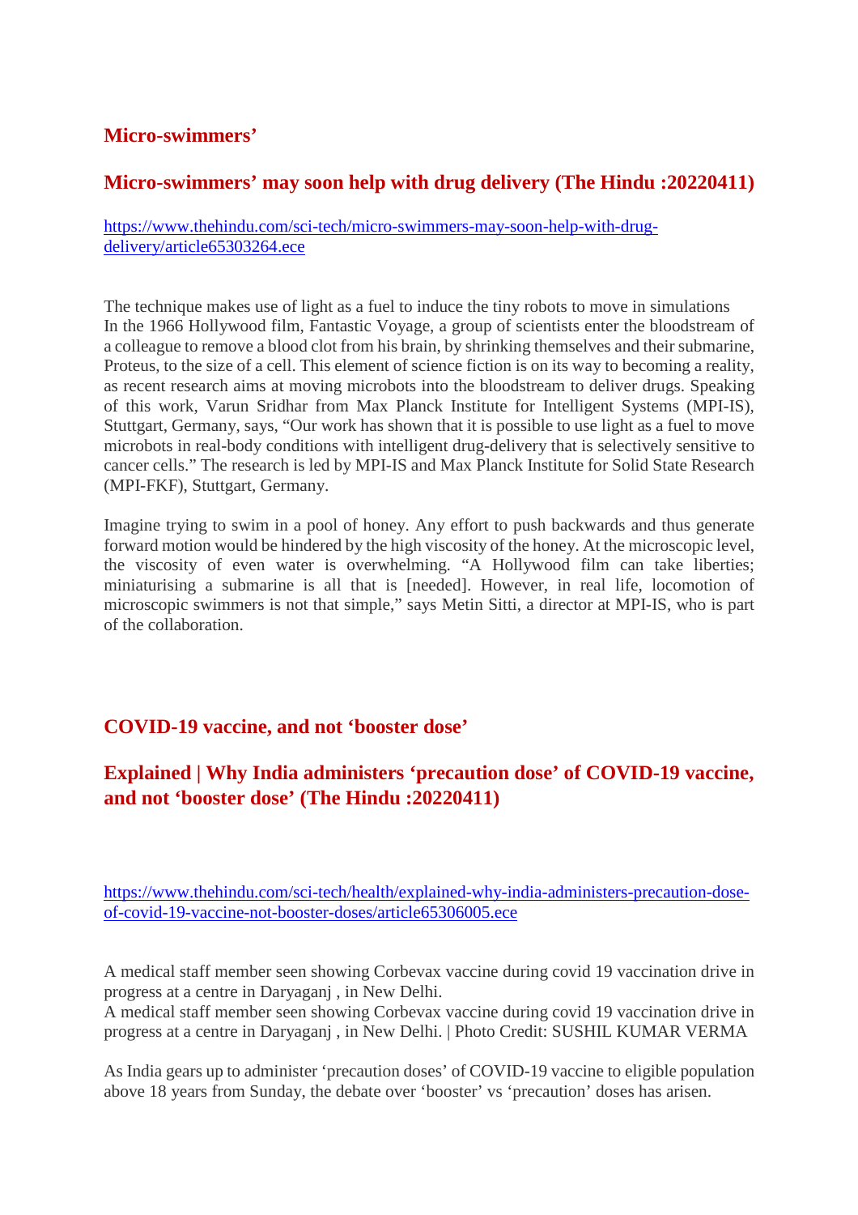## Micro-swimmers'

## Micro-swimmers' may soon help with drug delivery (The Hindu :20220411)

https://www.thehindu.com/sci-tech/micro-swimmers-may-soon-help-with-drug-delivery/article65303264.ece

The technique makes use of light as a fuel to induce the tiny robots to move in simulations
In the 1966 Hollywood film, Fantastic Voyage, a group of scientists enter the bloodstream of a colleague to remove a blood clot from his brain, by shrinking themselves and their submarine, Proteus, to the size of a cell. This element of science fiction is on its way to becoming a reality, as recent research aims at moving microbots into the bloodstream to deliver drugs. Speaking of this work, Varun Sridhar from Max Planck Institute for Intelligent Systems (MPI-IS), Stuttgart, Germany, says, "Our work has shown that it is possible to use light as a fuel to move microbots in real-body conditions with intelligent drug-delivery that is selectively sensitive to cancer cells." The research is led by MPI-IS and Max Planck Institute for Solid State Research (MPI-FKF), Stuttgart, Germany.

Imagine trying to swim in a pool of honey. Any effort to push backwards and thus generate forward motion would be hindered by the high viscosity of the honey. At the microscopic level, the viscosity of even water is overwhelming. "A Hollywood film can take liberties; miniaturising a submarine is all that is [needed]. However, in real life, locomotion of microscopic swimmers is not that simple," says Metin Sitti, a director at MPI-IS, who is part of the collaboration.

## COVID-19 vaccine, and not 'booster dose'

## Explained | Why India administers 'precaution dose' of COVID-19 vaccine, and not 'booster dose' (The Hindu :20220411)

https://www.thehindu.com/sci-tech/health/explained-why-india-administers-precaution-dose-of-covid-19-vaccine-not-booster-doses/article65306005.ece

A medical staff member seen showing Corbevax vaccine during covid 19 vaccination drive in progress at a centre in Daryaganj , in New Delhi.
A medical staff member seen showing Corbevax vaccine during covid 19 vaccination drive in progress at a centre in Daryaganj , in New Delhi. | Photo Credit: SUSHIL KUMAR VERMA

As India gears up to administer 'precaution doses' of COVID-19 vaccine to eligible population above 18 years from Sunday, the debate over 'booster' vs 'precaution' doses has arisen.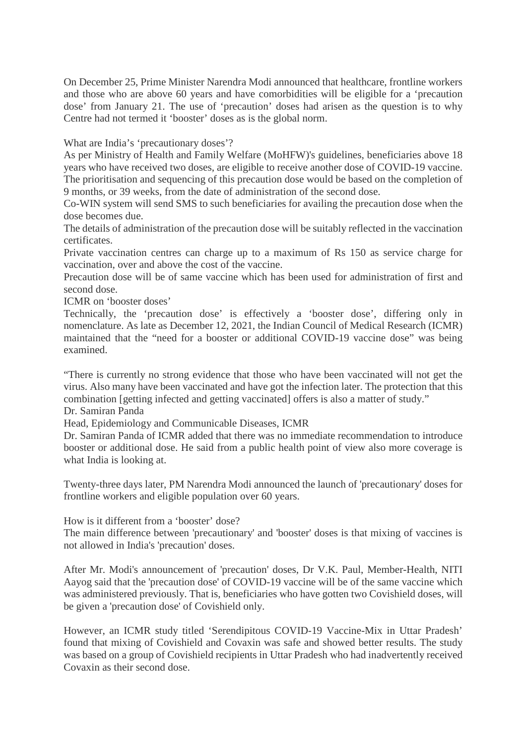On December 25, Prime Minister Narendra Modi announced that healthcare, frontline workers and those who are above 60 years and have comorbidities will be eligible for a 'precaution dose' from January 21. The use of 'precaution' doses had arisen as the question is to why Centre had not termed it 'booster' doses as is the global norm.

### What are India's 'precautionary doses'?

As per Ministry of Health and Family Welfare (MoHFW)'s guidelines, beneficiaries above 18 years who have received two doses, are eligible to receive another dose of COVID-19 vaccine. The prioritisation and sequencing of this precaution dose would be based on the completion of 9 months, or 39 weeks, from the date of administration of the second dose.

Co-WIN system will send SMS to such beneficiaries for availing the precaution dose when the dose becomes due.

The details of administration of the precaution dose will be suitably reflected in the vaccination certificates.

Private vaccination centres can charge up to a maximum of Rs 150 as service charge for vaccination, over and above the cost of the vaccine.

Precaution dose will be of same vaccine which has been used for administration of first and second dose.

### ICMR on 'booster doses'

Technically, the 'precaution dose' is effectively a 'booster dose', differing only in nomenclature. As late as December 12, 2021, the Indian Council of Medical Research (ICMR) maintained that the "need for a booster or additional COVID-19 vaccine dose" was being examined.

"There is currently no strong evidence that those who have been vaccinated will not get the virus. Also many have been vaccinated and have got the infection later. The protection that this combination [getting infected and getting vaccinated] offers is also a matter of study."

Dr. Samiran Panda

Head, Epidemiology and Communicable Diseases, ICMR

Dr. Samiran Panda of ICMR added that there was no immediate recommendation to introduce booster or additional dose. He said from a public health point of view also more coverage is what India is looking at.

Twenty-three days later, PM Narendra Modi announced the launch of 'precautionary' doses for frontline workers and eligible population over 60 years.

### How is it different from a 'booster' dose?

The main difference between 'precautionary' and 'booster' doses is that mixing of vaccines is not allowed in India's 'precaution' doses.

After Mr. Modi's announcement of 'precaution' doses, Dr V.K. Paul, Member-Health, NITI Aayog said that the 'precaution dose' of COVID-19 vaccine will be of the same vaccine which was administered previously. That is, beneficiaries who have gotten two Covishield doses, will be given a 'precaution dose' of Covishield only.

However, an ICMR study titled 'Serendipitous COVID-19 Vaccine-Mix in Uttar Pradesh' found that mixing of Covishield and Covaxin was safe and showed better results. The study was based on a group of Covishield recipients in Uttar Pradesh who had inadvertently received Covaxin as their second dose.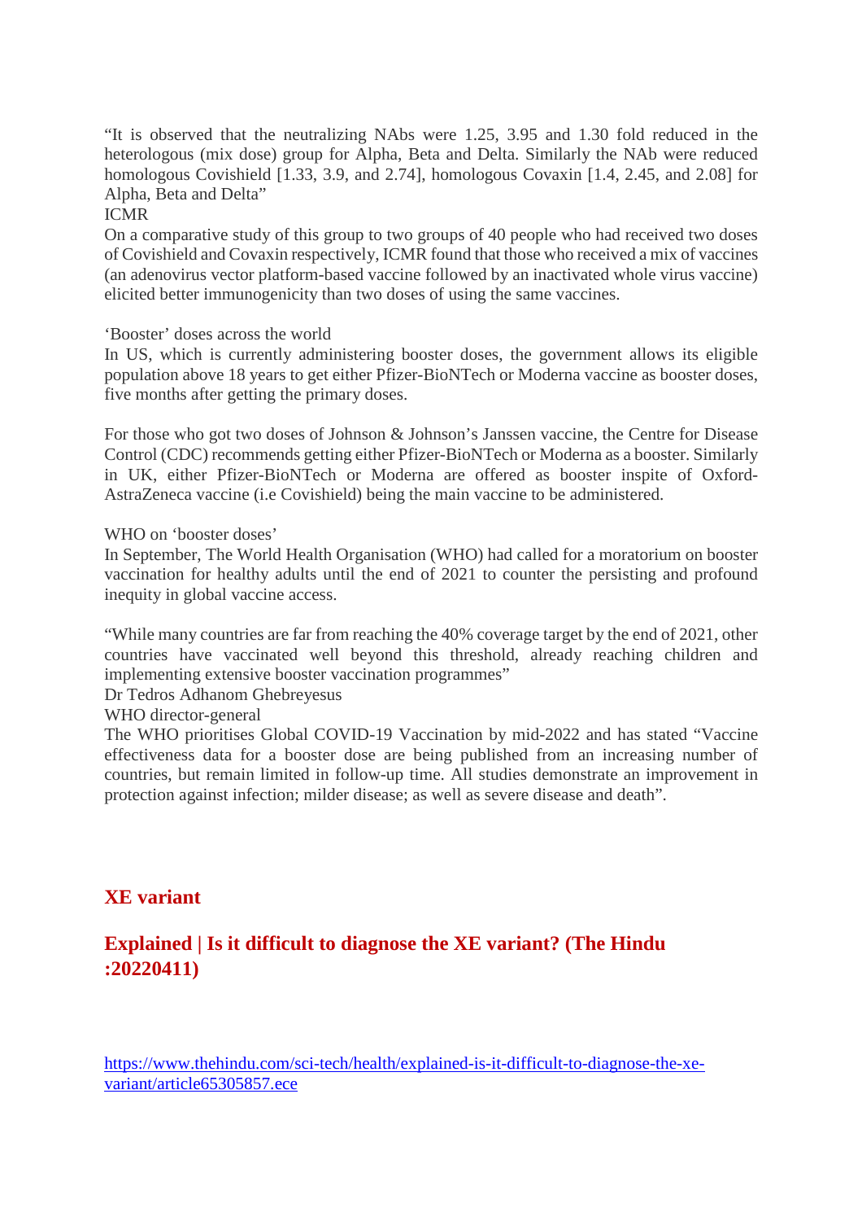“It is observed that the neutralizing NAbs were 1.25, 3.95 and 1.30 fold reduced in the heterologous (mix dose) group for Alpha, Beta and Delta. Similarly the NAb were reduced homologous Covishield [1.33, 3.9, and 2.74], homologous Covaxin [1.4, 2.45, and 2.08] for Alpha, Beta and Delta”

ICMR

On a comparative study of this group to two groups of 40 people who had received two doses of Covishield and Covaxin respectively, ICMR found that those who received a mix of vaccines (an adenovirus vector platform-based vaccine followed by an inactivated whole virus vaccine) elicited better immunogenicity than two doses of using the same vaccines.

‘Booster’ doses across the world

In US, which is currently administering booster doses, the government allows its eligible population above 18 years to get either Pfizer-BioNTech or Moderna vaccine as booster doses, five months after getting the primary doses.

For those who got two doses of Johnson & Johnson’s Janssen vaccine, the Centre for Disease Control (CDC) recommends getting either Pfizer-BioNTech or Moderna as a booster. Similarly in UK, either Pfizer-BioNTech or Moderna are offered as booster inspite of Oxford-AstraZeneca vaccine (i.e Covishield) being the main vaccine to be administered.

WHO on ‘booster doses’

In September, The World Health Organisation (WHO) had called for a moratorium on booster vaccination for healthy adults until the end of 2021 to counter the persisting and profound inequity in global vaccine access.

“While many countries are far from reaching the 40% coverage target by the end of 2021, other countries have vaccinated well beyond this threshold, already reaching children and implementing extensive booster vaccination programmes”

Dr Tedros Adhanom Ghebreyesus

WHO director-general

The WHO prioritises Global COVID-19 Vaccination by mid-2022 and has stated “Vaccine effectiveness data for a booster dose are being published from an increasing number of countries, but remain limited in follow-up time. All studies demonstrate an improvement in protection against infection; milder disease; as well as severe disease and death”.

## XE variant

## Explained | Is it difficult to diagnose the XE variant? (The Hindu :20220411)

https://www.thehindu.com/sci-tech/health/explained-is-it-difficult-to-diagnose-the-xe-variant/article65305857.ece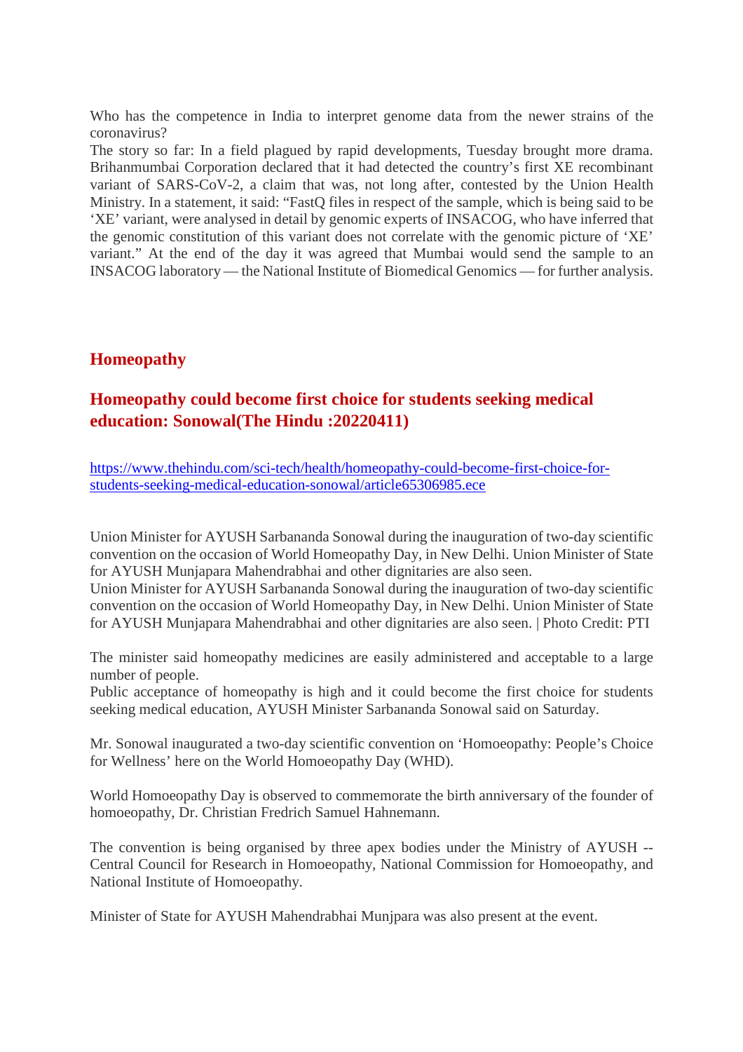Who has the competence in India to interpret genome data from the newer strains of the coronavirus?
The story so far: In a field plagued by rapid developments, Tuesday brought more drama. Brihanmumbai Corporation declared that it had detected the country's first XE recombinant variant of SARS-CoV-2, a claim that was, not long after, contested by the Union Health Ministry. In a statement, it said: "FastQ files in respect of the sample, which is being said to be 'XE' variant, were analysed in detail by genomic experts of INSACOG, who have inferred that the genomic constitution of this variant does not correlate with the genomic picture of 'XE' variant." At the end of the day it was agreed that Mumbai would send the sample to an INSACOG laboratory — the National Institute of Biomedical Genomics — for further analysis.

## Homeopathy

## Homeopathy could become first choice for students seeking medical education: Sonowal(The Hindu :20220411)

https://www.thehindu.com/sci-tech/health/homeopathy-could-become-first-choice-for-students-seeking-medical-education-sonowal/article65306985.ece

Union Minister for AYUSH Sarbananda Sonowal during the inauguration of two-day scientific convention on the occasion of World Homeopathy Day, in New Delhi. Union Minister of State for AYUSH Munjapara Mahendrabhai and other dignitaries are also seen.
Union Minister for AYUSH Sarbananda Sonowal during the inauguration of two-day scientific convention on the occasion of World Homeopathy Day, in New Delhi. Union Minister of State for AYUSH Munjapara Mahendrabhai and other dignitaries are also seen. | Photo Credit: PTI

The minister said homeopathy medicines are easily administered and acceptable to a large number of people.
Public acceptance of homeopathy is high and it could become the first choice for students seeking medical education, AYUSH Minister Sarbananda Sonowal said on Saturday.

Mr. Sonowal inaugurated a two-day scientific convention on 'Homoeopathy: People's Choice for Wellness' here on the World Homoeopathy Day (WHD).

World Homoeopathy Day is observed to commemorate the birth anniversary of the founder of homoeopathy, Dr. Christian Fredrich Samuel Hahnemann.

The convention is being organised by three apex bodies under the Ministry of AYUSH -- Central Council for Research in Homoeopathy, National Commission for Homoeopathy, and National Institute of Homoeopathy.

Minister of State for AYUSH Mahendrabhai Munjpara was also present at the event.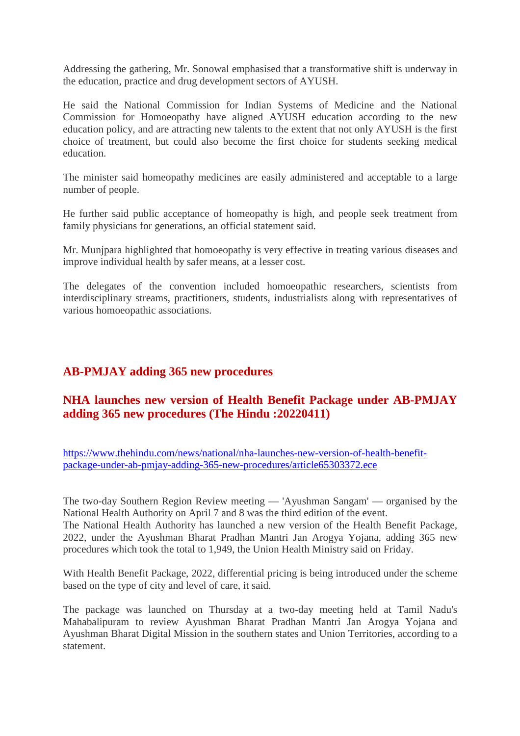Addressing the gathering, Mr. Sonowal emphasised that a transformative shift is underway in the education, practice and drug development sectors of AYUSH.

He said the National Commission for Indian Systems of Medicine and the National Commission for Homoeopathy have aligned AYUSH education according to the new education policy, and are attracting new talents to the extent that not only AYUSH is the first choice of treatment, but could also become the first choice for students seeking medical education.

The minister said homeopathy medicines are easily administered and acceptable to a large number of people.

He further said public acceptance of homeopathy is high, and people seek treatment from family physicians for generations, an official statement said.

Mr. Munjpara highlighted that homoeopathy is very effective in treating various diseases and improve individual health by safer means, at a lesser cost.

The delegates of the convention included homoeopathic researchers, scientists from interdisciplinary streams, practitioners, students, industrialists along with representatives of various homoeopathic associations.

## AB-PMJAY adding 365 new procedures

## NHA launches new version of Health Benefit Package under AB-PMJAY adding 365 new procedures (The Hindu :20220411)

https://www.thehindu.com/news/national/nha-launches-new-version-of-health-benefit-package-under-ab-pmjay-adding-365-new-procedures/article65303372.ece

The two-day Southern Region Review meeting — 'Ayushman Sangam' — organised by the National Health Authority on April 7 and 8 was the third edition of the event.
The National Health Authority has launched a new version of the Health Benefit Package, 2022, under the Ayushman Bharat Pradhan Mantri Jan Arogya Yojana, adding 365 new procedures which took the total to 1,949, the Union Health Ministry said on Friday.

With Health Benefit Package, 2022, differential pricing is being introduced under the scheme based on the type of city and level of care, it said.

The package was launched on Thursday at a two-day meeting held at Tamil Nadu's Mahabalipuram to review Ayushman Bharat Pradhan Mantri Jan Arogya Yojana and Ayushman Bharat Digital Mission in the southern states and Union Territories, according to a statement.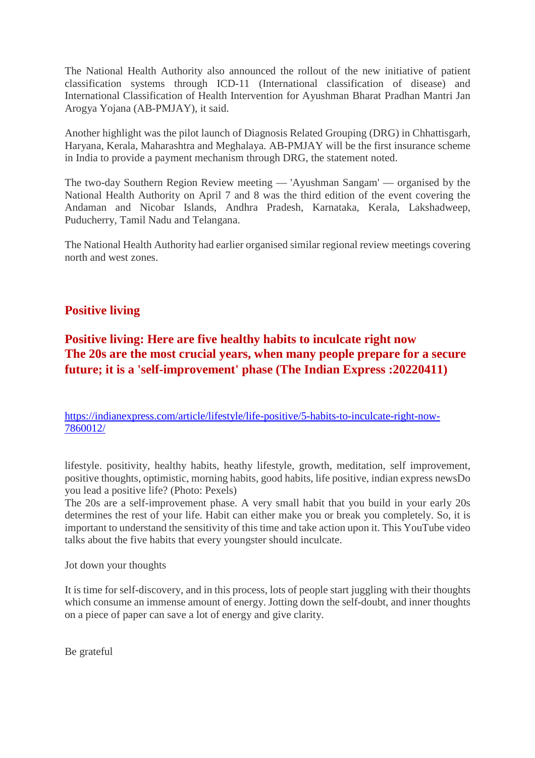The National Health Authority also announced the rollout of the new initiative of patient classification systems through ICD-11 (International classification of disease) and International Classification of Health Intervention for Ayushman Bharat Pradhan Mantri Jan Arogya Yojana (AB-PMJAY), it said.

Another highlight was the pilot launch of Diagnosis Related Grouping (DRG) in Chhattisgarh, Haryana, Kerala, Maharashtra and Meghalaya. AB-PMJAY will be the first insurance scheme in India to provide a payment mechanism through DRG, the statement noted.

The two-day Southern Region Review meeting — 'Ayushman Sangam' — organised by the National Health Authority on April 7 and 8 was the third edition of the event covering the Andaman and Nicobar Islands, Andhra Pradesh, Karnataka, Kerala, Lakshadweep, Puducherry, Tamil Nadu and Telangana.

The National Health Authority had earlier organised similar regional review meetings covering north and west zones.

## Positive living

## Positive living: Here are five healthy habits to inculcate right now The 20s are the most crucial years, when many people prepare for a secure future; it is a 'self-improvement' phase (The Indian Express :20220411)

https://indianexpress.com/article/lifestyle/life-positive/5-habits-to-inculcate-right-now-7860012/

lifestyle. positivity, healthy habits, heathy lifestyle, growth, meditation, self improvement, positive thoughts, optimistic, morning habits, good habits, life positive, indian express newsDo you lead a positive life? (Photo: Pexels)
The 20s are a self-improvement phase. A very small habit that you build in your early 20s determines the rest of your life. Habit can either make you or break you completely. So, it is important to understand the sensitivity of this time and take action upon it. This YouTube video talks about the five habits that every youngster should inculcate.

Jot down your thoughts

It is time for self-discovery, and in this process, lots of people start juggling with their thoughts which consume an immense amount of energy. Jotting down the self-doubt, and inner thoughts on a piece of paper can save a lot of energy and give clarity.

Be grateful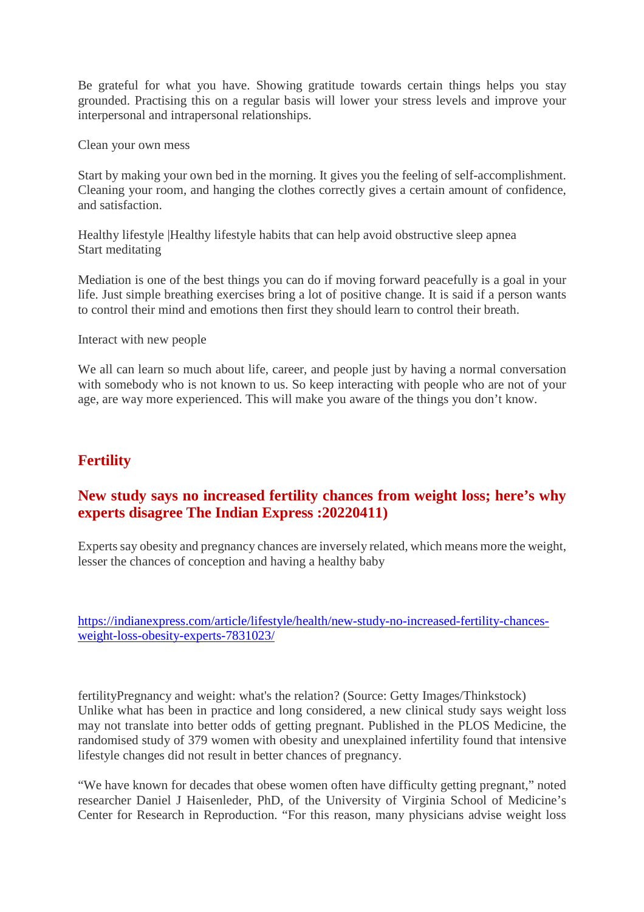Be grateful for what you have. Showing gratitude towards certain things helps you stay grounded. Practising this on a regular basis will lower your stress levels and improve your interpersonal and intrapersonal relationships.

Clean your own mess

Start by making your own bed in the morning. It gives you the feeling of self-accomplishment. Cleaning your room, and hanging the clothes correctly gives a certain amount of confidence, and satisfaction.

Healthy lifestyle |Healthy lifestyle habits that can help avoid obstructive sleep apnea
Start meditating

Mediation is one of the best things you can do if moving forward peacefully is a goal in your life. Just simple breathing exercises bring a lot of positive change. It is said if a person wants to control their mind and emotions then first they should learn to control their breath.

Interact with new people

We all can learn so much about life, career, and people just by having a normal conversation with somebody who is not known to us. So keep interacting with people who are not of your age, are way more experienced. This will make you aware of the things you don't know.

## Fertility

### New study says no increased fertility chances from weight loss; here's why experts disagree The Indian Express :20220411)

Experts say obesity and pregnancy chances are inversely related, which means more the weight, lesser the chances of conception and having a healthy baby

https://indianexpress.com/article/lifestyle/health/new-study-no-increased-fertility-chances-weight-loss-obesity-experts-7831023/

fertilityPregnancy and weight: what's the relation? (Source: Getty Images/Thinkstock)
Unlike what has been in practice and long considered, a new clinical study says weight loss may not translate into better odds of getting pregnant. Published in the PLOS Medicine, the randomised study of 379 women with obesity and unexplained infertility found that intensive lifestyle changes did not result in better chances of pregnancy.

"We have known for decades that obese women often have difficulty getting pregnant," noted researcher Daniel J Haisenleder, PhD, of the University of Virginia School of Medicine's Center for Research in Reproduction. "For this reason, many physicians advise weight loss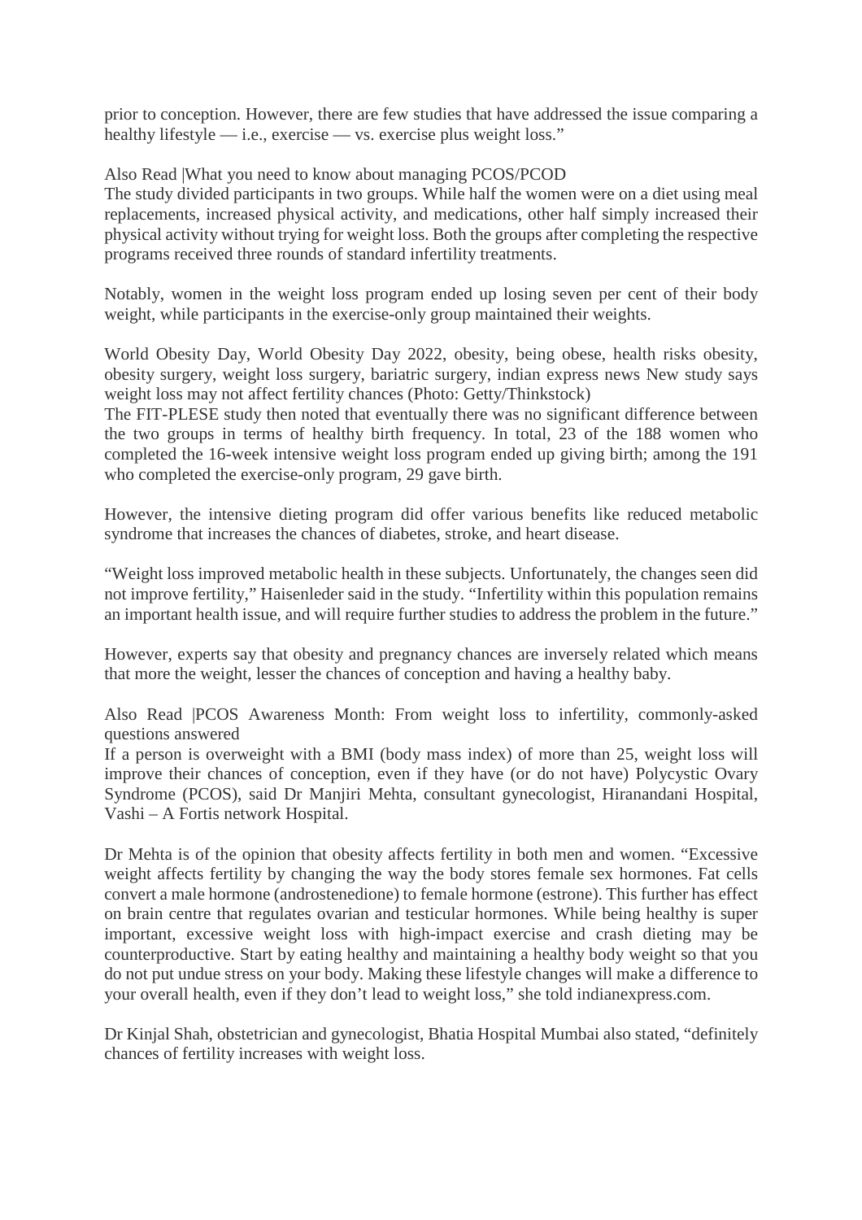prior to conception. However, there are few studies that have addressed the issue comparing a healthy lifestyle — i.e., exercise — vs. exercise plus weight loss."

Also Read |What you need to know about managing PCOS/PCOD

The study divided participants in two groups. While half the women were on a diet using meal replacements, increased physical activity, and medications, other half simply increased their physical activity without trying for weight loss. Both the groups after completing the respective programs received three rounds of standard infertility treatments.

Notably, women in the weight loss program ended up losing seven per cent of their body weight, while participants in the exercise-only group maintained their weights.

World Obesity Day, World Obesity Day 2022, obesity, being obese, health risks obesity, obesity surgery, weight loss surgery, bariatric surgery, indian express news New study says weight loss may not affect fertility chances (Photo: Getty/Thinkstock)

The FIT-PLESE study then noted that eventually there was no significant difference between the two groups in terms of healthy birth frequency. In total, 23 of the 188 women who completed the 16-week intensive weight loss program ended up giving birth; among the 191 who completed the exercise-only program, 29 gave birth.

However, the intensive dieting program did offer various benefits like reduced metabolic syndrome that increases the chances of diabetes, stroke, and heart disease.

"Weight loss improved metabolic health in these subjects. Unfortunately, the changes seen did not improve fertility," Haisenleder said in the study. "Infertility within this population remains an important health issue, and will require further studies to address the problem in the future."

However, experts say that obesity and pregnancy chances are inversely related which means that more the weight, lesser the chances of conception and having a healthy baby.

Also Read |PCOS Awareness Month: From weight loss to infertility, commonly-asked questions answered

If a person is overweight with a BMI (body mass index) of more than 25, weight loss will improve their chances of conception, even if they have (or do not have) Polycystic Ovary Syndrome (PCOS), said Dr Manjiri Mehta, consultant gynecologist, Hiranandani Hospital, Vashi – A Fortis network Hospital.

Dr Mehta is of the opinion that obesity affects fertility in both men and women. "Excessive weight affects fertility by changing the way the body stores female sex hormones. Fat cells convert a male hormone (androstenedione) to female hormone (estrone). This further has effect on brain centre that regulates ovarian and testicular hormones. While being healthy is super important, excessive weight loss with high-impact exercise and crash dieting may be counterproductive. Start by eating healthy and maintaining a healthy body weight so that you do not put undue stress on your body. Making these lifestyle changes will make a difference to your overall health, even if they don't lead to weight loss," she told indianexpress.com.

Dr Kinjal Shah, obstetrician and gynecologist, Bhatia Hospital Mumbai also stated, "definitely chances of fertility increases with weight loss.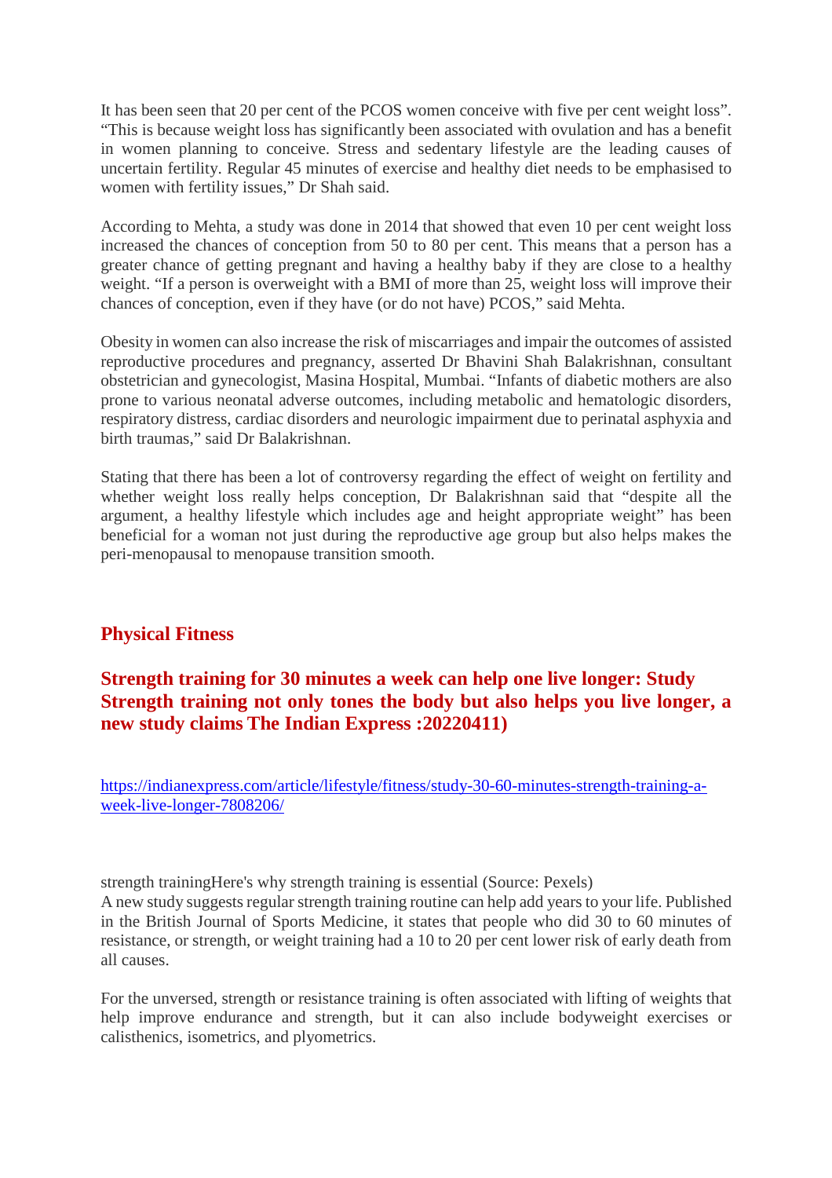It has been seen that 20 per cent of the PCOS women conceive with five per cent weight loss". "This is because weight loss has significantly been associated with ovulation and has a benefit in women planning to conceive. Stress and sedentary lifestyle are the leading causes of uncertain fertility. Regular 45 minutes of exercise and healthy diet needs to be emphasised to women with fertility issues," Dr Shah said.

According to Mehta, a study was done in 2014 that showed that even 10 per cent weight loss increased the chances of conception from 50 to 80 per cent. This means that a person has a greater chance of getting pregnant and having a healthy baby if they are close to a healthy weight. "If a person is overweight with a BMI of more than 25, weight loss will improve their chances of conception, even if they have (or do not have) PCOS," said Mehta.

Obesity in women can also increase the risk of miscarriages and impair the outcomes of assisted reproductive procedures and pregnancy, asserted Dr Bhavini Shah Balakrishnan, consultant obstetrician and gynecologist, Masina Hospital, Mumbai. "Infants of diabetic mothers are also prone to various neonatal adverse outcomes, including metabolic and hematologic disorders, respiratory distress, cardiac disorders and neurologic impairment due to perinatal asphyxia and birth traumas," said Dr Balakrishnan.

Stating that there has been a lot of controversy regarding the effect of weight on fertility and whether weight loss really helps conception, Dr Balakrishnan said that "despite all the argument, a healthy lifestyle which includes age and height appropriate weight" has been beneficial for a woman not just during the reproductive age group but also helps makes the peri-menopausal to menopause transition smooth.

## Physical Fitness

### Strength training for 30 minutes a week can help one live longer: Study Strength training not only tones the body but also helps you live longer, a new study claims The Indian Express :20220411)

https://indianexpress.com/article/lifestyle/fitness/study-30-60-minutes-strength-training-a-week-live-longer-7808206/

strength trainingHere's why strength training is essential (Source: Pexels)
A new study suggests regular strength training routine can help add years to your life. Published in the British Journal of Sports Medicine, it states that people who did 30 to 60 minutes of resistance, or strength, or weight training had a 10 to 20 per cent lower risk of early death from all causes.

For the unversed, strength or resistance training is often associated with lifting of weights that help improve endurance and strength, but it can also include bodyweight exercises or calisthenics, isometrics, and plyometrics.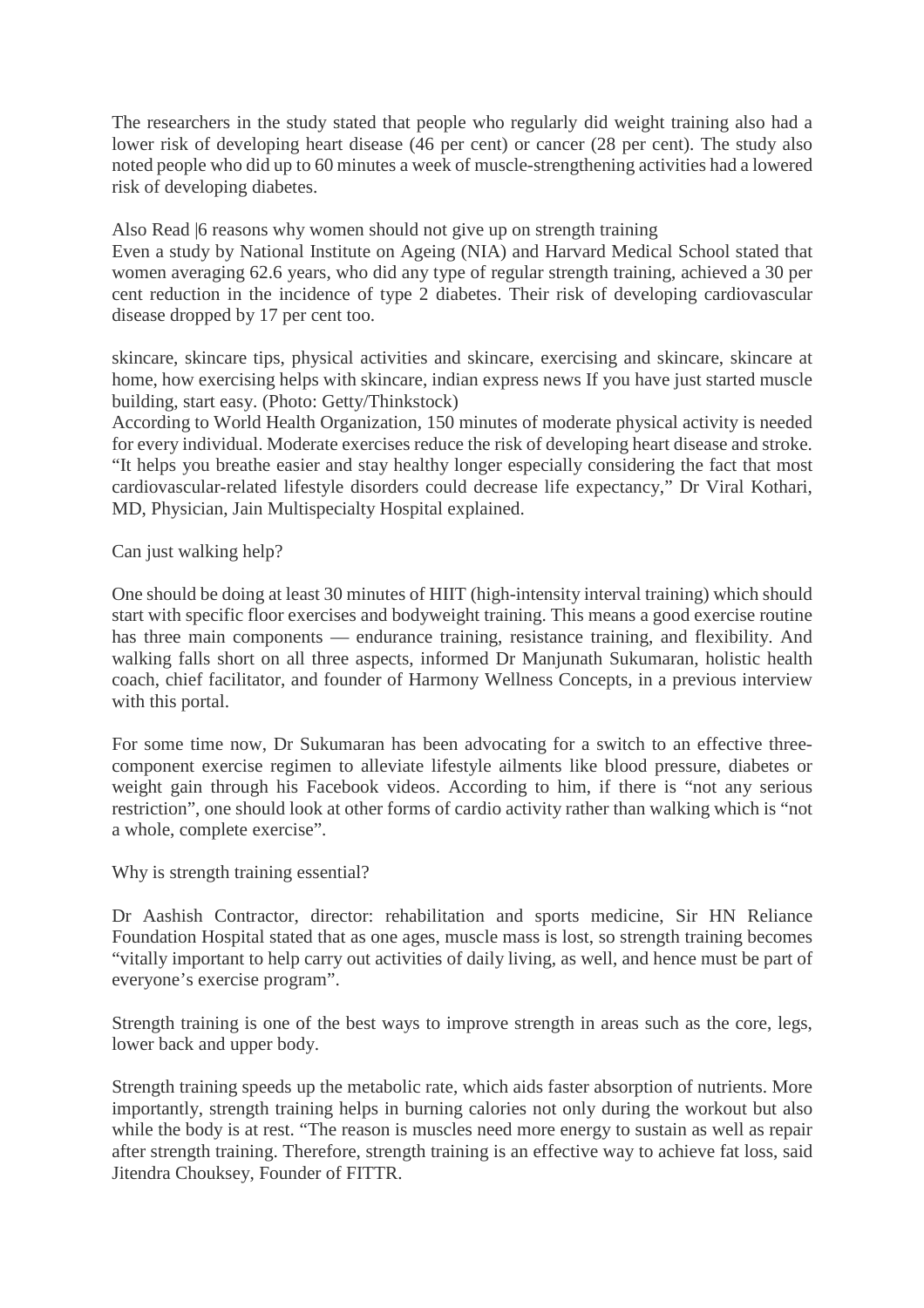The researchers in the study stated that people who regularly did weight training also had a lower risk of developing heart disease (46 per cent) or cancer (28 per cent). The study also noted people who did up to 60 minutes a week of muscle-strengthening activities had a lowered risk of developing diabetes.

Also Read |6 reasons why women should not give up on strength training

Even a study by National Institute on Ageing (NIA) and Harvard Medical School stated that women averaging 62.6 years, who did any type of regular strength training, achieved a 30 per cent reduction in the incidence of type 2 diabetes. Their risk of developing cardiovascular disease dropped by 17 per cent too.

skincare, skincare tips, physical activities and skincare, exercising and skincare, skincare at home, how exercising helps with skincare, indian express news If you have just started muscle building, start easy. (Photo: Getty/Thinkstock)

According to World Health Organization, 150 minutes of moderate physical activity is needed for every individual. Moderate exercises reduce the risk of developing heart disease and stroke. "It helps you breathe easier and stay healthy longer especially considering the fact that most cardiovascular-related lifestyle disorders could decrease life expectancy," Dr Viral Kothari, MD, Physician, Jain Multispecialty Hospital explained.

## Can just walking help?

One should be doing at least 30 minutes of HIIT (high-intensity interval training) which should start with specific floor exercises and bodyweight training. This means a good exercise routine has three main components — endurance training, resistance training, and flexibility. And walking falls short on all three aspects, informed Dr Manjunath Sukumaran, holistic health coach, chief facilitator, and founder of Harmony Wellness Concepts, in a previous interview with this portal.

For some time now, Dr Sukumaran has been advocating for a switch to an effective three-component exercise regimen to alleviate lifestyle ailments like blood pressure, diabetes or weight gain through his Facebook videos. According to him, if there is "not any serious restriction", one should look at other forms of cardio activity rather than walking which is "not a whole, complete exercise".

## Why is strength training essential?

Dr Aashish Contractor, director: rehabilitation and sports medicine, Sir HN Reliance Foundation Hospital stated that as one ages, muscle mass is lost, so strength training becomes "vitally important to help carry out activities of daily living, as well, and hence must be part of everyone's exercise program".

Strength training is one of the best ways to improve strength in areas such as the core, legs, lower back and upper body.

Strength training speeds up the metabolic rate, which aids faster absorption of nutrients. More importantly, strength training helps in burning calories not only during the workout but also while the body is at rest. "The reason is muscles need more energy to sustain as well as repair after strength training. Therefore, strength training is an effective way to achieve fat loss, said Jitendra Chouksey, Founder of FITTR.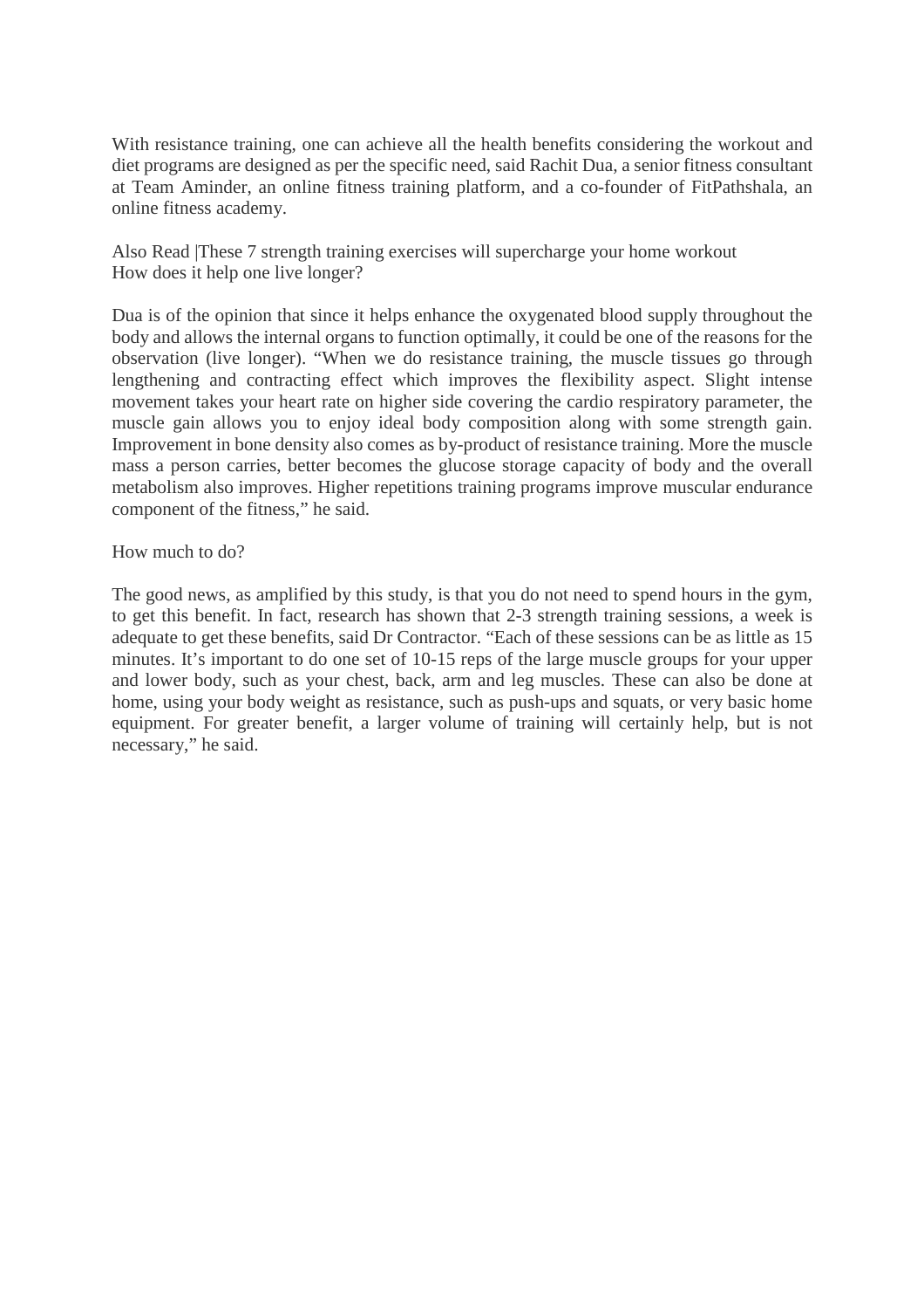With resistance training, one can achieve all the health benefits considering the workout and diet programs are designed as per the specific need, said Rachit Dua, a senior fitness consultant at Team Aminder, an online fitness training platform, and a co-founder of FitPathshala, an online fitness academy.

Also Read |These 7 strength training exercises will supercharge your home workout
How does it help one live longer?

Dua is of the opinion that since it helps enhance the oxygenated blood supply throughout the body and allows the internal organs to function optimally, it could be one of the reasons for the observation (live longer). "When we do resistance training, the muscle tissues go through lengthening and contracting effect which improves the flexibility aspect. Slight intense movement takes your heart rate on higher side covering the cardio respiratory parameter, the muscle gain allows you to enjoy ideal body composition along with some strength gain. Improvement in bone density also comes as by-product of resistance training. More the muscle mass a person carries, better becomes the glucose storage capacity of body and the overall metabolism also improves. Higher repetitions training programs improve muscular endurance component of the fitness," he said.

How much to do?

The good news, as amplified by this study, is that you do not need to spend hours in the gym, to get this benefit. In fact, research has shown that 2-3 strength training sessions, a week is adequate to get these benefits, said Dr Contractor. "Each of these sessions can be as little as 15 minutes. It's important to do one set of 10-15 reps of the large muscle groups for your upper and lower body, such as your chest, back, arm and leg muscles. These can also be done at home, using your body weight as resistance, such as push-ups and squats, or very basic home equipment. For greater benefit, a larger volume of training will certainly help, but is not necessary," he said.